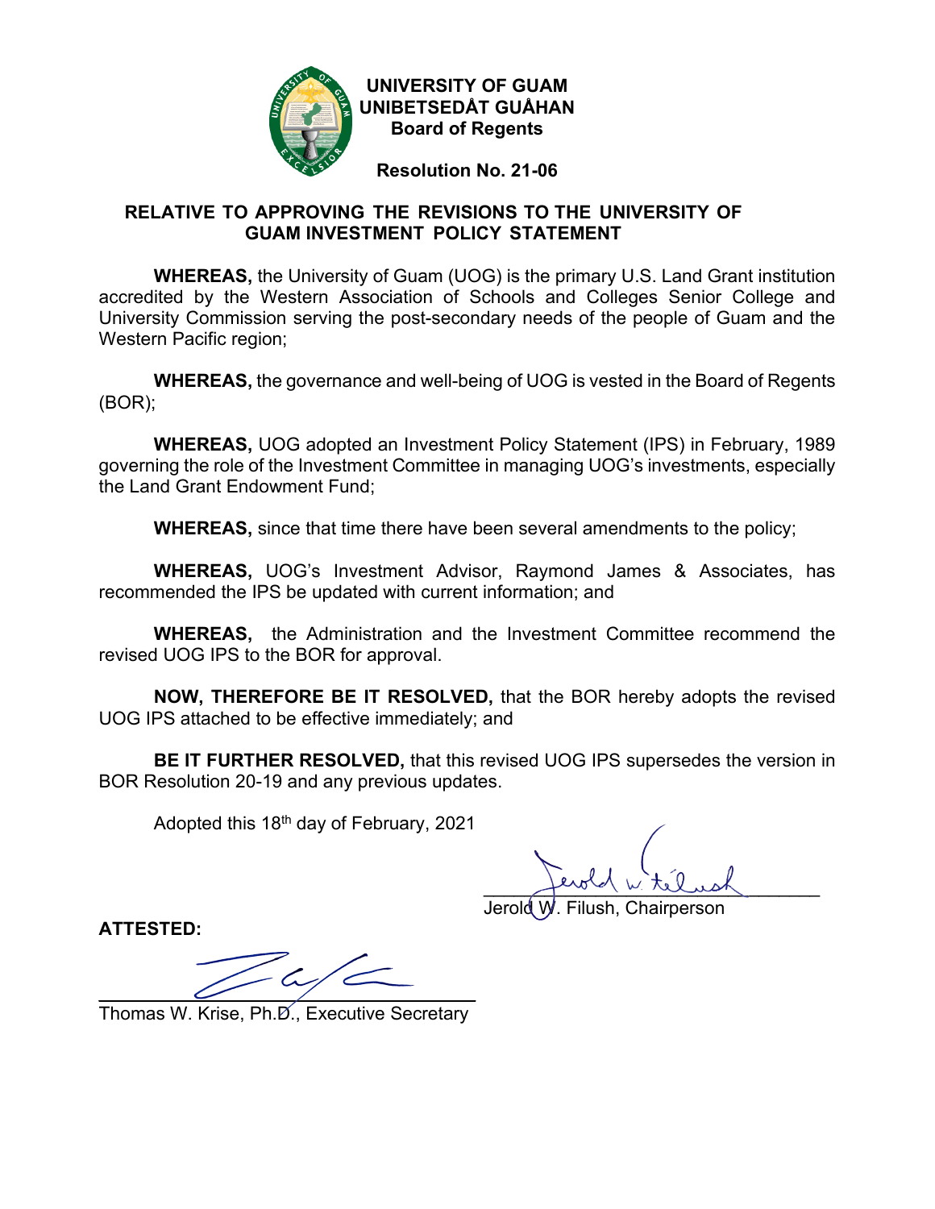**UNIVERSITY OF GUAM**
**UNIBETSEDÅT GUÅHAN**
**Board of Regents**

**Resolution No. 21-06**

## RELATIVE TO APPROVING THE REVISIONS TO THE UNIVERSITY OF GUAM INVESTMENT POLICY STATEMENT

**WHEREAS,** the University of Guam (UOG) is the primary U.S. Land Grant institution accredited by the Western Association of Schools and Colleges Senior College and University Commission serving the post-secondary needs of the people of Guam and the Western Pacific region;

**WHEREAS,** the governance and well-being of UOG is vested in the Board of Regents (BOR);

**WHEREAS,** UOG adopted an Investment Policy Statement (IPS) in February, 1989 governing the role of the Investment Committee in managing UOG's investments, especially the Land Grant Endowment Fund;

**WHEREAS,** since that time there have been several amendments to the policy;

**WHEREAS,** UOG's Investment Advisor, Raymond James & Associates, has recommended the IPS be updated with current information; and

**WHEREAS,** the Administration and the Investment Committee recommend the revised UOG IPS to the BOR for approval.

**NOW, THEREFORE BE IT RESOLVED,** that the BOR hereby adopts the revised UOG IPS attached to be effective immediately; and

**BE IT FURTHER RESOLVED,** that this revised UOG IPS supersedes the version in BOR Resolution 20-19 and any previous updates.

Adopted this 18th day of February, 2021

Jerold W. Filush, Chairperson

**ATTESTED:**

Thomas W. Krise, Ph.D., Executive Secretary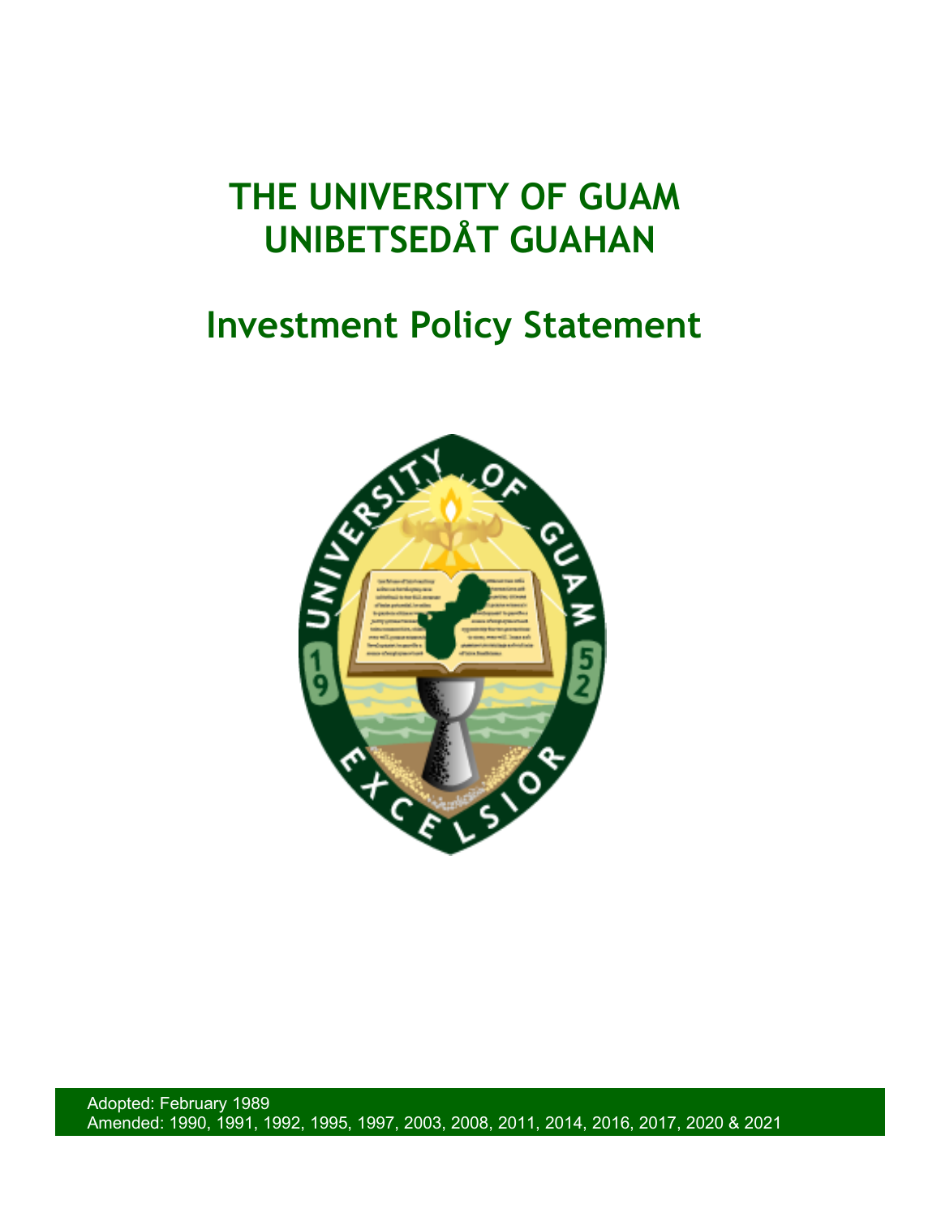# THE UNIVERSITY OF GUAM
# UNIBETSEDÅT GUAHAN

## Investment Policy Statement

Adopted: February 1989
Amended: 1990, 1991, 1992, 1995, 1997, 2003, 2008, 2011, 2014, 2016, 2017, 2020 & 2021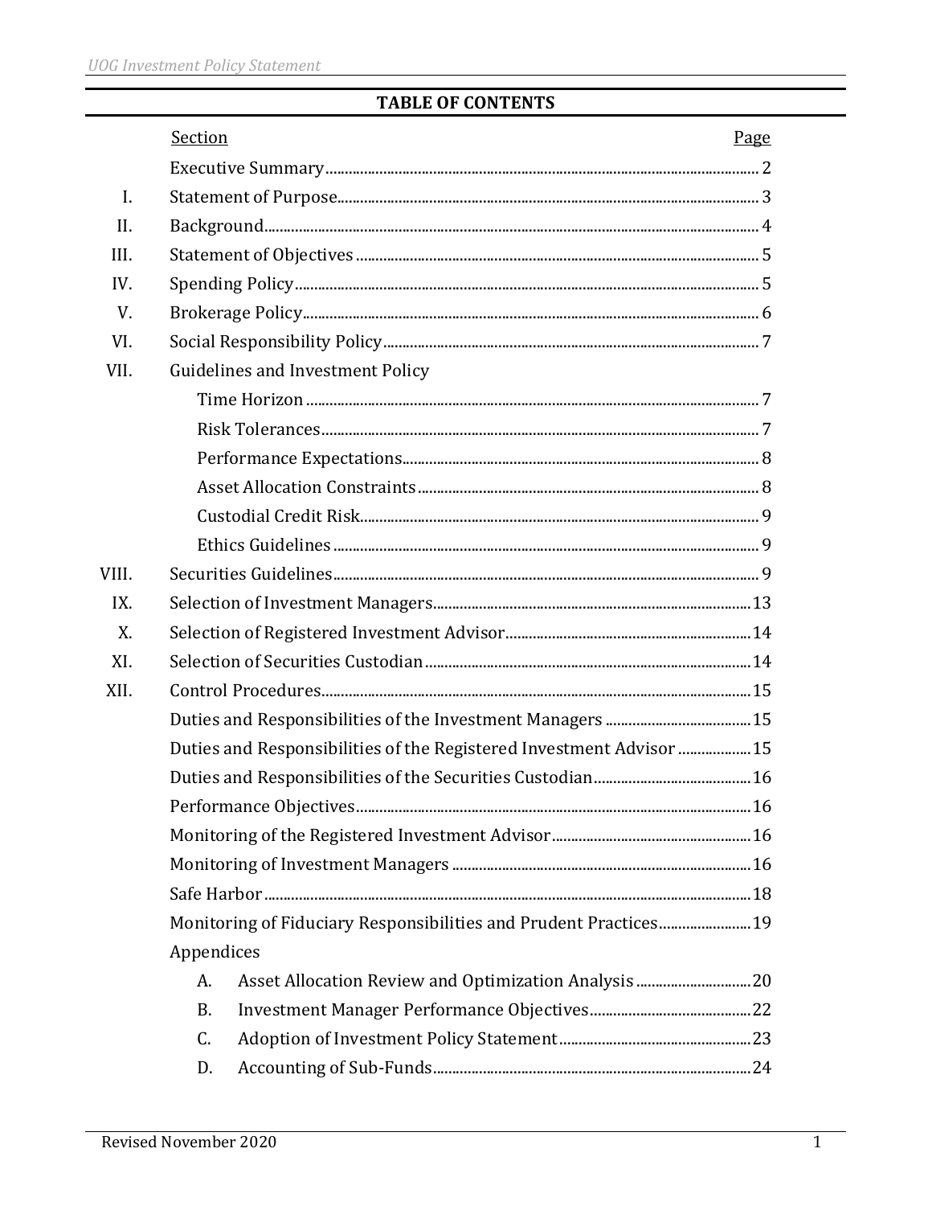# TABLE OF CONTENTS

| | Section | Page |
|---|---|---|
| | Executive Summary | 2 |
| I. | Statement of Purpose | 3 |
| II. | Background | 4 |
| III. | Statement of Objectives | 5 |
| IV. | Spending Policy | 5 |
| V. | Brokerage Policy | 6 |
| VI. | Social Responsibility Policy | 7 |
| VII. | Guidelines and Investment Policy | |
| | Time Horizon | 7 |
| | Risk Tolerances | 7 |
| | Performance Expectations | 8 |
| | Asset Allocation Constraints | 8 |
| | Custodial Credit Risk | 9 |
| | Ethics Guidelines | 9 |
| VIII. | Securities Guidelines | 9 |
| IX. | Selection of Investment Managers | 13 |
| X. | Selection of Registered Investment Advisor | 14 |
| XI. | Selection of Securities Custodian | 14 |
| XII. | Control Procedures | 15 |
| | Duties and Responsibilities of the Investment Managers | 15 |
| | Duties and Responsibilities of the Registered Investment Advisor | 15 |
| | Duties and Responsibilities of the Securities Custodian | 16 |
| | Performance Objectives | 16 |
| | Monitoring of the Registered Investment Advisor | 16 |
| | Monitoring of Investment Managers | 16 |
| | Safe Harbor | 18 |
| | Monitoring of Fiduciary Responsibilities and Prudent Practices | 19 |
| | Appendices | |
| | A. Asset Allocation Review and Optimization Analysis | 20 |
| | B. Investment Manager Performance Objectives | 22 |
| | C. Adoption of Investment Policy Statement | 23 |
| | D. Accounting of Sub-Funds | 24 |

Revised November 2020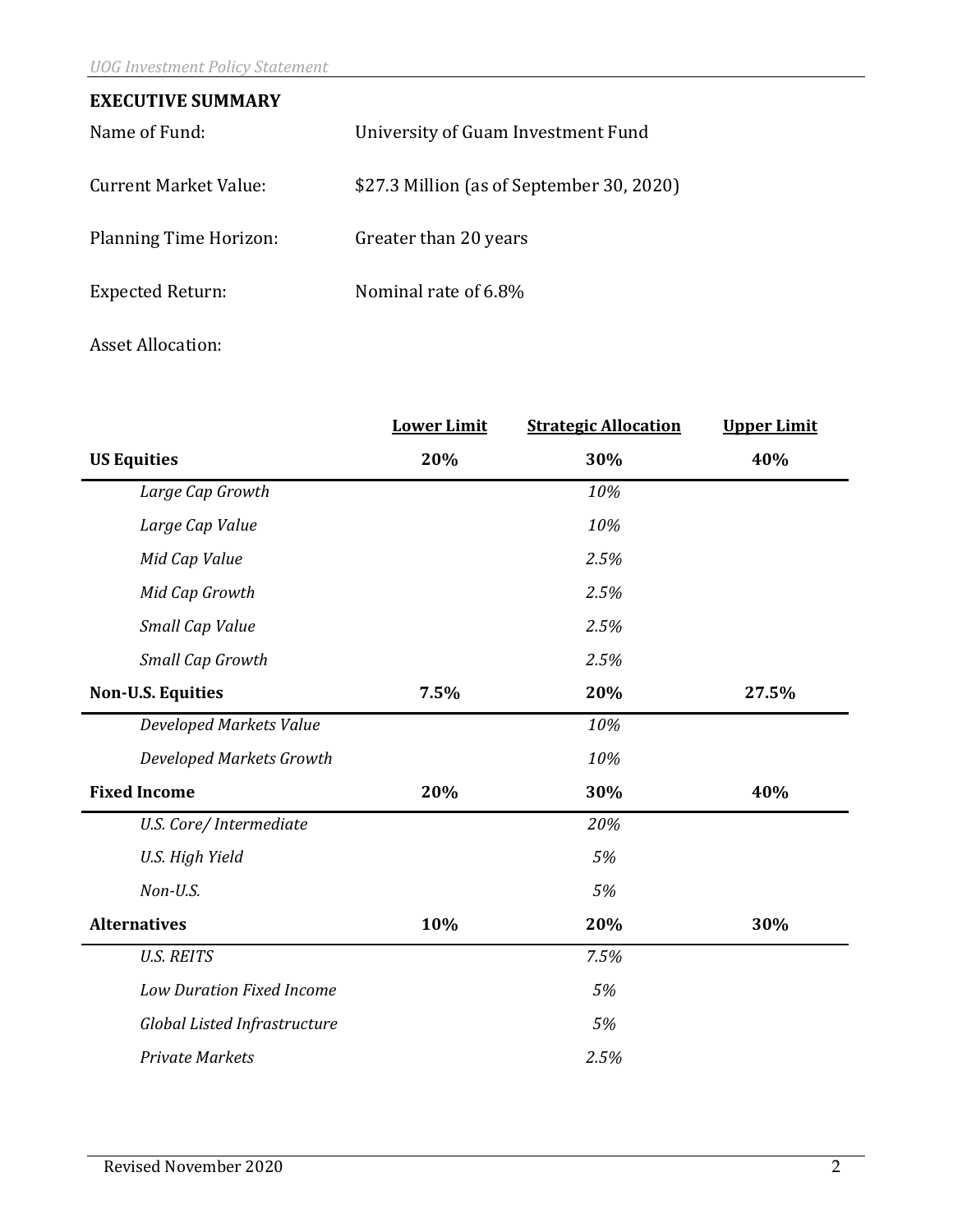## EXECUTIVE SUMMARY

Name of Fund: University of Guam Investment Fund

Current Market Value: $27.3 Million (as of September 30, 2020)

Planning Time Horizon: Greater than 20 years

Expected Return: Nominal rate of 6.8%

Asset Allocation:

| | Lower Limit | Strategic Allocation | Upper Limit |
|---|---|---|---|
| **US Equities** | **20%** | **30%** | **40%** |
| *Large Cap Growth* | | *10%* | |
| *Large Cap Value* | | *10%* | |
| *Mid Cap Value* | | *2.5%* | |
| *Mid Cap Growth* | | *2.5%* | |
| *Small Cap Value* | | *2.5%* | |
| *Small Cap Growth* | | *2.5%* | |
| **Non-U.S. Equities** | **7.5%** | **20%** | **27.5%** |
| *Developed Markets Value* | | *10%* | |
| *Developed Markets Growth* | | *10%* | |
| **Fixed Income** | **20%** | **30%** | **40%** |
| *U.S. Core/ Intermediate* | | *20%* | |
| *U.S. High Yield* | | *5%* | |
| *Non-U.S.* | | *5%* | |
| **Alternatives** | **10%** | **20%** | **30%** |
| *U.S. REITS* | | *7.5%* | |
| *Low Duration Fixed Income* | | *5%* | |
| *Global Listed Infrastructure* | | *5%* | |
| *Private Markets* | | *2.5%* | |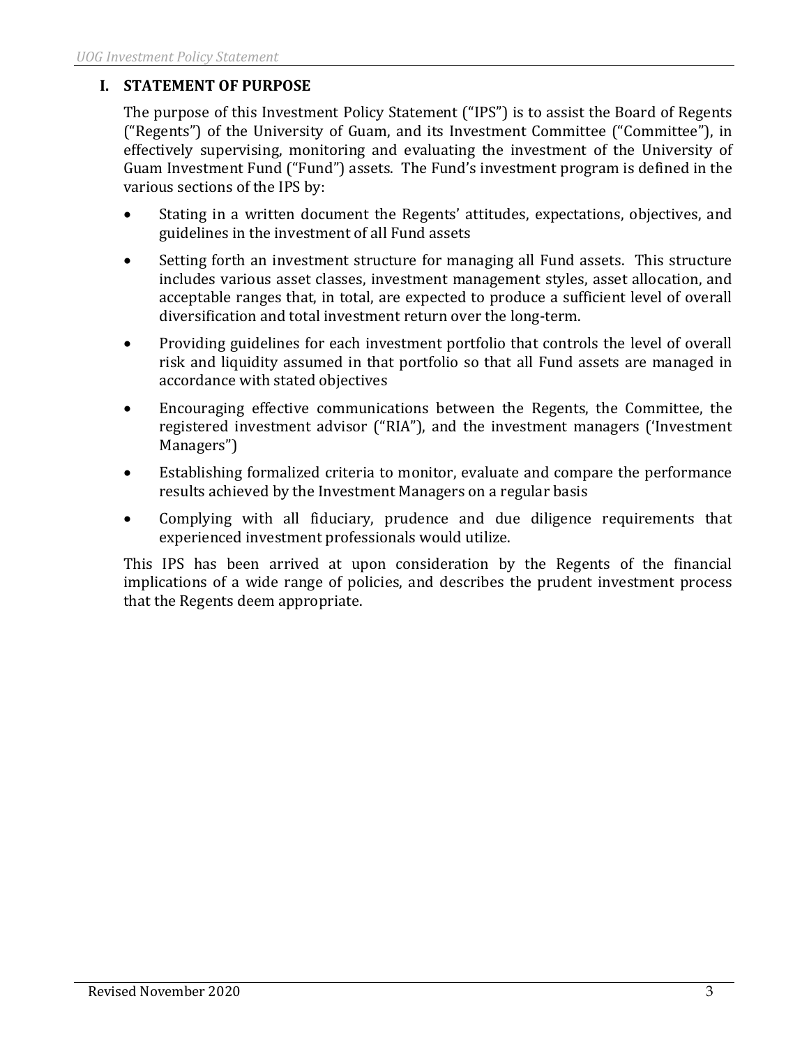## I. STATEMENT OF PURPOSE

The purpose of this Investment Policy Statement ("IPS") is to assist the Board of Regents ("Regents") of the University of Guam, and its Investment Committee ("Committee"), in effectively supervising, monitoring and evaluating the investment of the University of Guam Investment Fund ("Fund") assets. The Fund's investment program is defined in the various sections of the IPS by:

- Stating in a written document the Regents' attitudes, expectations, objectives, and guidelines in the investment of all Fund assets
- Setting forth an investment structure for managing all Fund assets. This structure includes various asset classes, investment management styles, asset allocation, and acceptable ranges that, in total, are expected to produce a sufficient level of overall diversification and total investment return over the long-term.
- Providing guidelines for each investment portfolio that controls the level of overall risk and liquidity assumed in that portfolio so that all Fund assets are managed in accordance with stated objectives
- Encouraging effective communications between the Regents, the Committee, the registered investment advisor ("RIA"), and the investment managers ('Investment Managers")
- Establishing formalized criteria to monitor, evaluate and compare the performance results achieved by the Investment Managers on a regular basis
- Complying with all fiduciary, prudence and due diligence requirements that experienced investment professionals would utilize.

This IPS has been arrived at upon consideration by the Regents of the financial implications of a wide range of policies, and describes the prudent investment process that the Regents deem appropriate.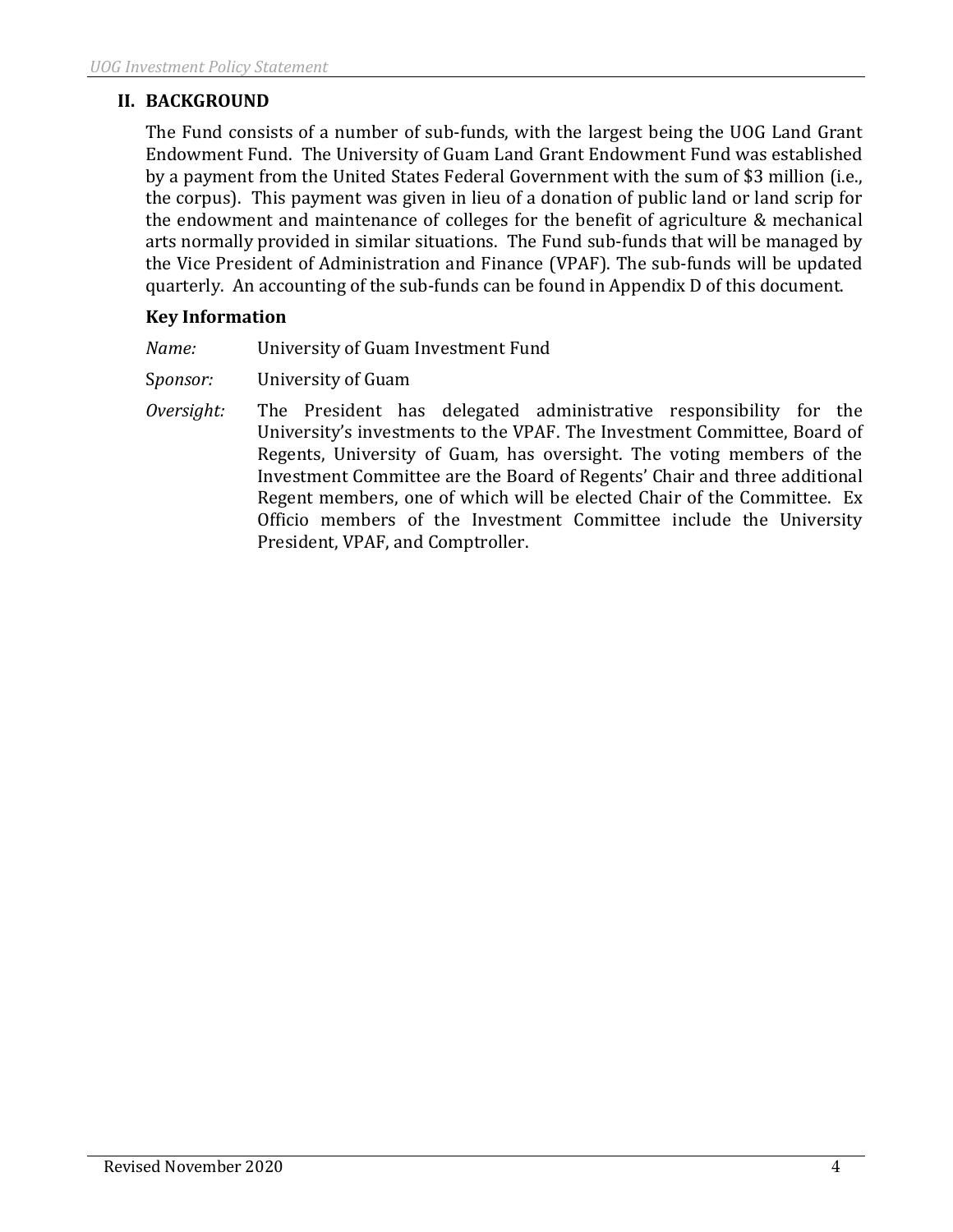## II. BACKGROUND

The Fund consists of a number of sub-funds, with the largest being the UOG Land Grant Endowment Fund. The University of Guam Land Grant Endowment Fund was established by a payment from the United States Federal Government with the sum of $3 million (i.e., the corpus). This payment was given in lieu of a donation of public land or land scrip for the endowment and maintenance of colleges for the benefit of agriculture & mechanical arts normally provided in similar situations. The Fund sub-funds that will be managed by the Vice President of Administration and Finance (VPAF). The sub-funds will be updated quarterly. An accounting of the sub-funds can be found in Appendix D of this document.

### Key Information

*Name:* University of Guam Investment Fund

S*ponsor:* University of Guam

*Oversight:* The President has delegated administrative responsibility for the University's investments to the VPAF. The Investment Committee, Board of Regents, University of Guam, has oversight. The voting members of the Investment Committee are the Board of Regents' Chair and three additional Regent members, one of which will be elected Chair of the Committee. Ex Officio members of the Investment Committee include the University President, VPAF, and Comptroller.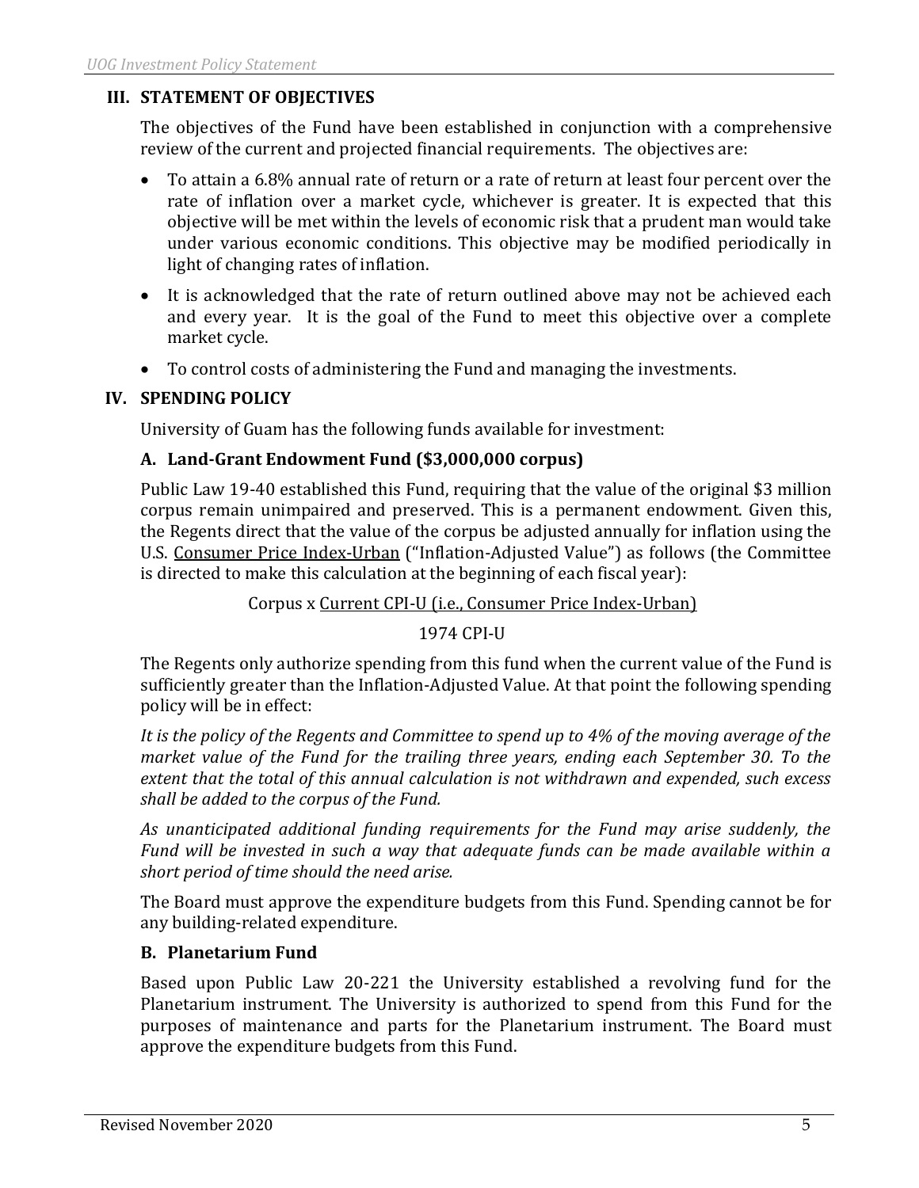## III. STATEMENT OF OBJECTIVES

The objectives of the Fund have been established in conjunction with a comprehensive review of the current and projected financial requirements. The objectives are:

- To attain a 6.8% annual rate of return or a rate of return at least four percent over the rate of inflation over a market cycle, whichever is greater. It is expected that this objective will be met within the levels of economic risk that a prudent man would take under various economic conditions. This objective may be modified periodically in light of changing rates of inflation.
- It is acknowledged that the rate of return outlined above may not be achieved each and every year. It is the goal of the Fund to meet this objective over a complete market cycle.
- To control costs of administering the Fund and managing the investments.

## IV. SPENDING POLICY

University of Guam has the following funds available for investment:

### A. Land-Grant Endowment Fund ($3,000,000 corpus)

Public Law 19-40 established this Fund, requiring that the value of the original $3 million corpus remain unimpaired and preserved. This is a permanent endowment. Given this, the Regents direct that the value of the corpus be adjusted annually for inflation using the U.S. Consumer Price Index-Urban ("Inflation-Adjusted Value") as follows (the Committee is directed to make this calculation at the beginning of each fiscal year):

$$\text{Corpus} \times \frac{\text{Current CPI-U (i.e., Consumer Price Index-Urban)}}{\text{1974 CPI-U}}$$

The Regents only authorize spending from this fund when the current value of the Fund is sufficiently greater than the Inflation-Adjusted Value. At that point the following spending policy will be in effect:

*It is the policy of the Regents and Committee to spend up to 4% of the moving average of the market value of the Fund for the trailing three years, ending each September 30. To the extent that the total of this annual calculation is not withdrawn and expended, such excess shall be added to the corpus of the Fund.*

*As unanticipated additional funding requirements for the Fund may arise suddenly, the Fund will be invested in such a way that adequate funds can be made available within a short period of time should the need arise.*

The Board must approve the expenditure budgets from this Fund. Spending cannot be for any building-related expenditure.

### B. Planetarium Fund

Based upon Public Law 20-221 the University established a revolving fund for the Planetarium instrument. The University is authorized to spend from this Fund for the purposes of maintenance and parts for the Planetarium instrument. The Board must approve the expenditure budgets from this Fund.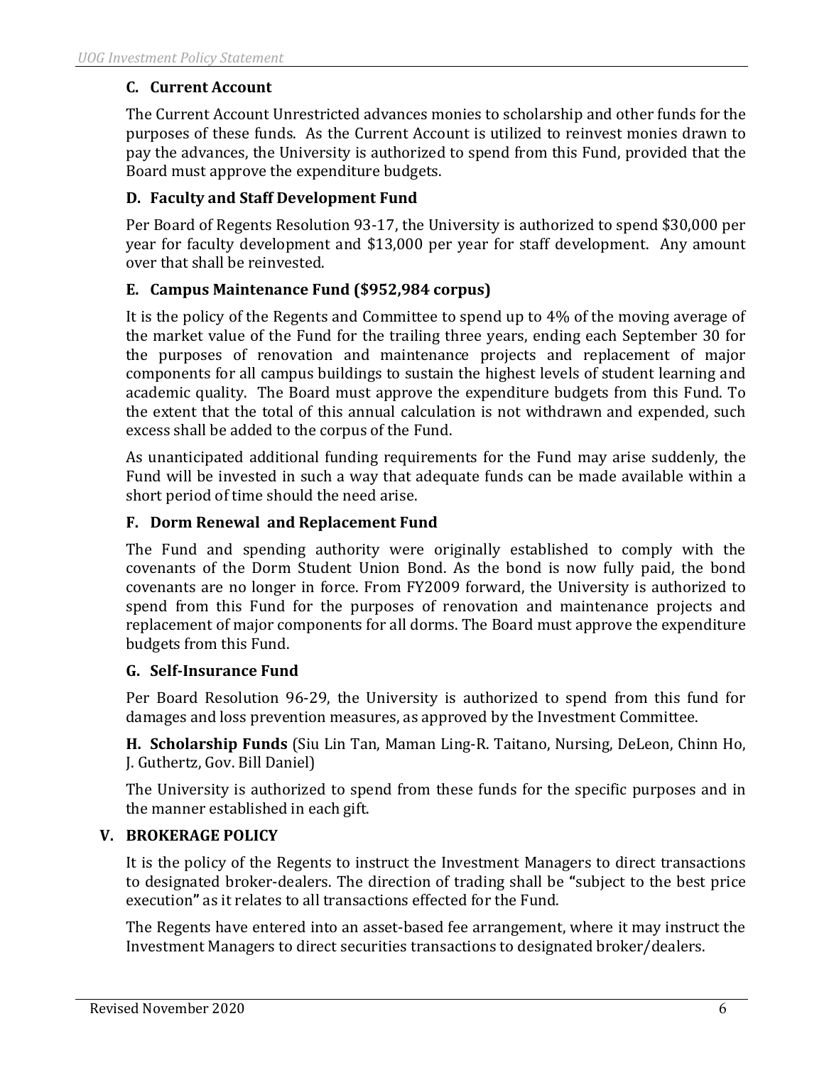### C. Current Account

The Current Account Unrestricted advances monies to scholarship and other funds for the purposes of these funds. As the Current Account is utilized to reinvest monies drawn to pay the advances, the University is authorized to spend from this Fund, provided that the Board must approve the expenditure budgets.

### D. Faculty and Staff Development Fund

Per Board of Regents Resolution 93-17, the University is authorized to spend $30,000 per year for faculty development and $13,000 per year for staff development. Any amount over that shall be reinvested.

### E. Campus Maintenance Fund ($952,984 corpus)

It is the policy of the Regents and Committee to spend up to 4% of the moving average of the market value of the Fund for the trailing three years, ending each September 30 for the purposes of renovation and maintenance projects and replacement of major components for all campus buildings to sustain the highest levels of student learning and academic quality. The Board must approve the expenditure budgets from this Fund. To the extent that the total of this annual calculation is not withdrawn and expended, such excess shall be added to the corpus of the Fund.

As unanticipated additional funding requirements for the Fund may arise suddenly, the Fund will be invested in such a way that adequate funds can be made available within a short period of time should the need arise.

### F. Dorm Renewal and Replacement Fund

The Fund and spending authority were originally established to comply with the covenants of the Dorm Student Union Bond. As the bond is now fully paid, the bond covenants are no longer in force. From FY2009 forward, the University is authorized to spend from this Fund for the purposes of renovation and maintenance projects and replacement of major components for all dorms. The Board must approve the expenditure budgets from this Fund.

### G. Self-Insurance Fund

Per Board Resolution 96-29, the University is authorized to spend from this fund for damages and loss prevention measures, as approved by the Investment Committee.

**H. Scholarship Funds** (Siu Lin Tan, Maman Ling-R. Taitano, Nursing, DeLeon, Chinn Ho, J. Guthertz, Gov. Bill Daniel)

The University is authorized to spend from these funds for the specific purposes and in the manner established in each gift.

## V. BROKERAGE POLICY

It is the policy of the Regents to instruct the Investment Managers to direct transactions to designated broker-dealers. The direction of trading shall be "subject to the best price execution" as it relates to all transactions effected for the Fund.

The Regents have entered into an asset-based fee arrangement, where it may instruct the Investment Managers to direct securities transactions to designated broker/dealers.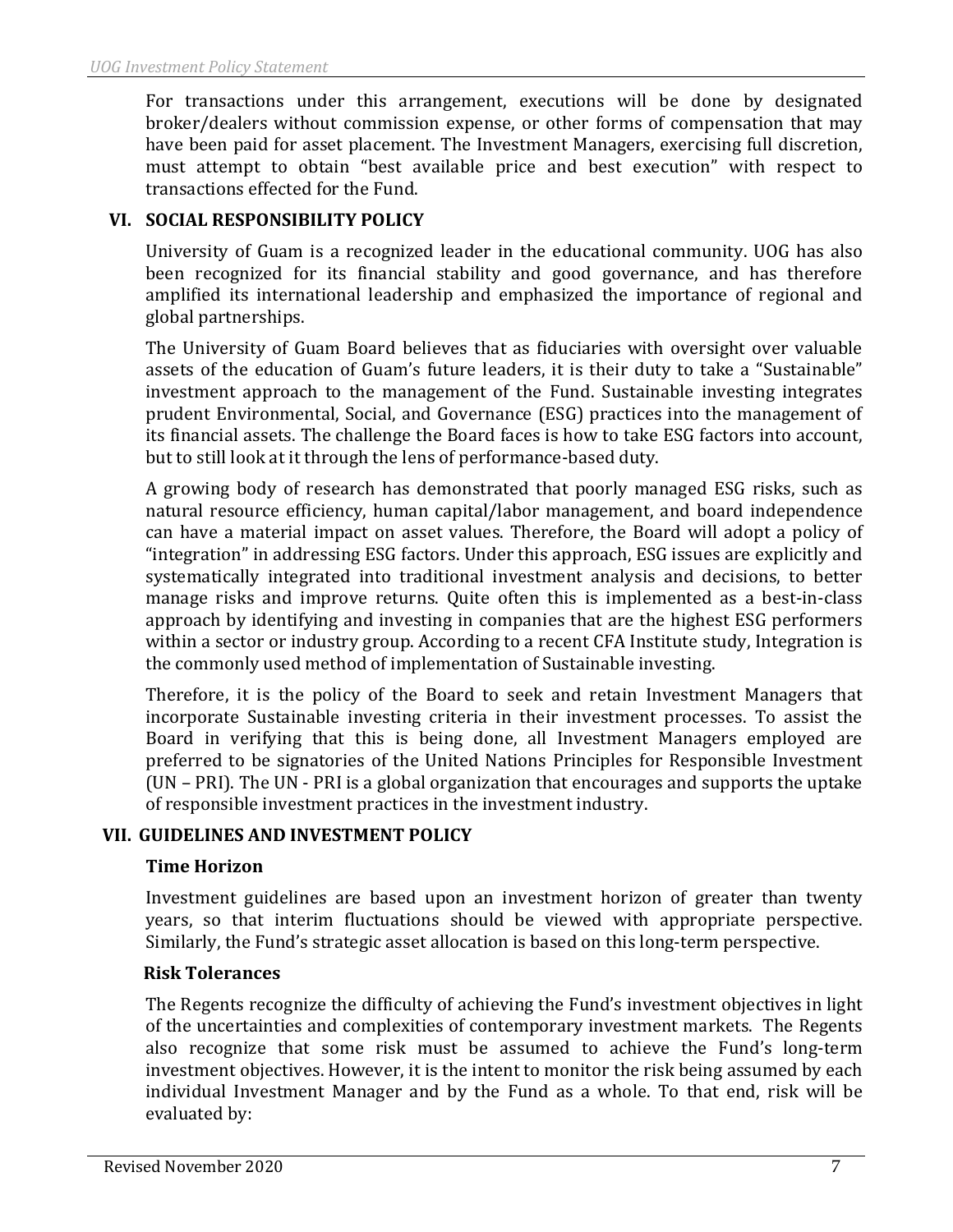For transactions under this arrangement, executions will be done by designated broker/dealers without commission expense, or other forms of compensation that may have been paid for asset placement. The Investment Managers, exercising full discretion, must attempt to obtain "best available price and best execution" with respect to transactions effected for the Fund.

## VI. SOCIAL RESPONSIBILITY POLICY

University of Guam is a recognized leader in the educational community. UOG has also been recognized for its financial stability and good governance, and has therefore amplified its international leadership and emphasized the importance of regional and global partnerships.

The University of Guam Board believes that as fiduciaries with oversight over valuable assets of the education of Guam's future leaders, it is their duty to take a "Sustainable" investment approach to the management of the Fund. Sustainable investing integrates prudent Environmental, Social, and Governance (ESG) practices into the management of its financial assets. The challenge the Board faces is how to take ESG factors into account, but to still look at it through the lens of performance-based duty.

A growing body of research has demonstrated that poorly managed ESG risks, such as natural resource efficiency, human capital/labor management, and board independence can have a material impact on asset values. Therefore, the Board will adopt a policy of "integration" in addressing ESG factors. Under this approach, ESG issues are explicitly and systematically integrated into traditional investment analysis and decisions, to better manage risks and improve returns. Quite often this is implemented as a best-in-class approach by identifying and investing in companies that are the highest ESG performers within a sector or industry group. According to a recent CFA Institute study, Integration is the commonly used method of implementation of Sustainable investing.

Therefore, it is the policy of the Board to seek and retain Investment Managers that incorporate Sustainable investing criteria in their investment processes. To assist the Board in verifying that this is being done, all Investment Managers employed are preferred to be signatories of the United Nations Principles for Responsible Investment (UN – PRI). The UN - PRI is a global organization that encourages and supports the uptake of responsible investment practices in the investment industry.

## VII. GUIDELINES AND INVESTMENT POLICY

### Time Horizon

Investment guidelines are based upon an investment horizon of greater than twenty years, so that interim fluctuations should be viewed with appropriate perspective. Similarly, the Fund's strategic asset allocation is based on this long-term perspective.

### Risk Tolerances

The Regents recognize the difficulty of achieving the Fund's investment objectives in light of the uncertainties and complexities of contemporary investment markets. The Regents also recognize that some risk must be assumed to achieve the Fund's long-term investment objectives. However, it is the intent to monitor the risk being assumed by each individual Investment Manager and by the Fund as a whole. To that end, risk will be evaluated by: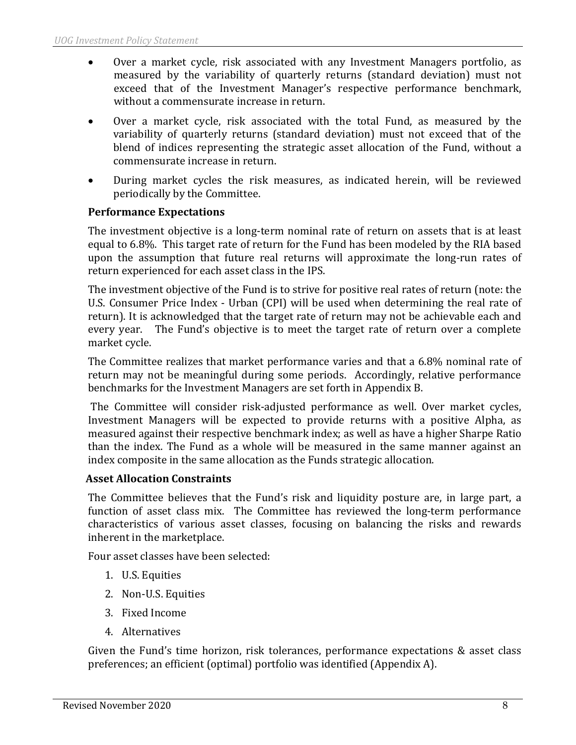- Over a market cycle, risk associated with any Investment Managers portfolio, as measured by the variability of quarterly returns (standard deviation) must not exceed that of the Investment Manager's respective performance benchmark, without a commensurate increase in return.
- Over a market cycle, risk associated with the total Fund, as measured by the variability of quarterly returns (standard deviation) must not exceed that of the blend of indices representing the strategic asset allocation of the Fund, without a commensurate increase in return.
- During market cycles the risk measures, as indicated herein, will be reviewed periodically by the Committee.

**Performance Expectations**

The investment objective is a long-term nominal rate of return on assets that is at least equal to 6.8%. This target rate of return for the Fund has been modeled by the RIA based upon the assumption that future real returns will approximate the long-run rates of return experienced for each asset class in the IPS.

The investment objective of the Fund is to strive for positive real rates of return (note: the U.S. Consumer Price Index - Urban (CPI) will be used when determining the real rate of return). It is acknowledged that the target rate of return may not be achievable each and every year. The Fund's objective is to meet the target rate of return over a complete market cycle.

The Committee realizes that market performance varies and that a 6.8% nominal rate of return may not be meaningful during some periods. Accordingly, relative performance benchmarks for the Investment Managers are set forth in Appendix B.

The Committee will consider risk-adjusted performance as well. Over market cycles, Investment Managers will be expected to provide returns with a positive Alpha, as measured against their respective benchmark index; as well as have a higher Sharpe Ratio than the index. The Fund as a whole will be measured in the same manner against an index composite in the same allocation as the Funds strategic allocation.

**Asset Allocation Constraints**

The Committee believes that the Fund's risk and liquidity posture are, in large part, a function of asset class mix. The Committee has reviewed the long-term performance characteristics of various asset classes, focusing on balancing the risks and rewards inherent in the marketplace.

Four asset classes have been selected:

1. U.S. Equities
2. Non-U.S. Equities
3. Fixed Income
4. Alternatives

Given the Fund's time horizon, risk tolerances, performance expectations & asset class preferences; an efficient (optimal) portfolio was identified (Appendix A).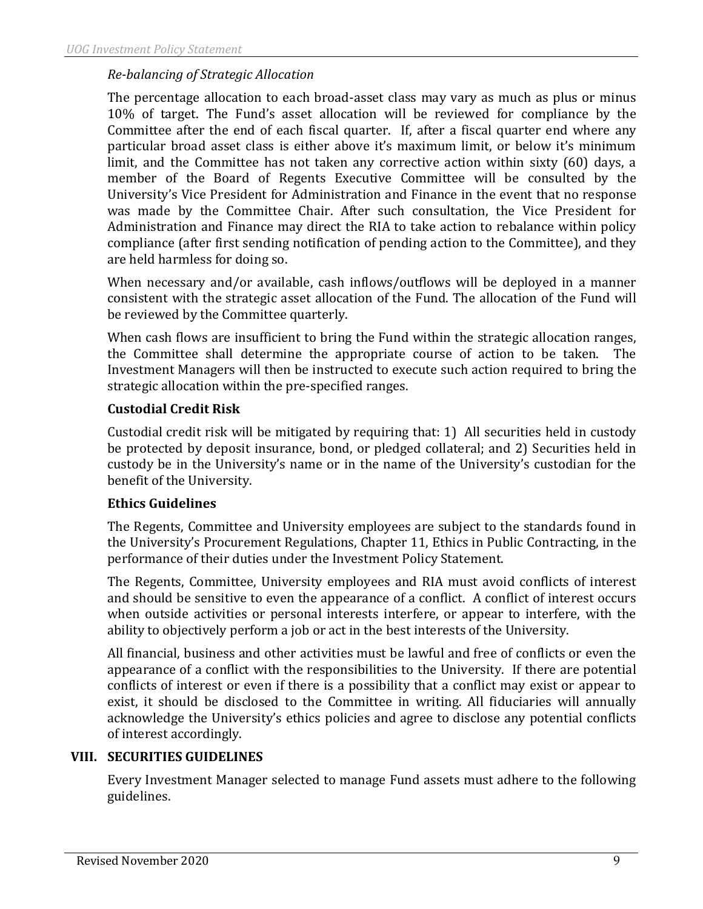*Re-balancing of Strategic Allocation*

The percentage allocation to each broad-asset class may vary as much as plus or minus 10% of target. The Fund's asset allocation will be reviewed for compliance by the Committee after the end of each fiscal quarter. If, after a fiscal quarter end where any particular broad asset class is either above it's maximum limit, or below it's minimum limit, and the Committee has not taken any corrective action within sixty (60) days, a member of the Board of Regents Executive Committee will be consulted by the University's Vice President for Administration and Finance in the event that no response was made by the Committee Chair. After such consultation, the Vice President for Administration and Finance may direct the RIA to take action to rebalance within policy compliance (after first sending notification of pending action to the Committee), and they are held harmless for doing so.

When necessary and/or available, cash inflows/outflows will be deployed in a manner consistent with the strategic asset allocation of the Fund. The allocation of the Fund will be reviewed by the Committee quarterly.

When cash flows are insufficient to bring the Fund within the strategic allocation ranges, the Committee shall determine the appropriate course of action to be taken. The Investment Managers will then be instructed to execute such action required to bring the strategic allocation within the pre-specified ranges.

**Custodial Credit Risk**

Custodial credit risk will be mitigated by requiring that: 1) All securities held in custody be protected by deposit insurance, bond, or pledged collateral; and 2) Securities held in custody be in the University's name or in the name of the University's custodian for the benefit of the University.

**Ethics Guidelines**

The Regents, Committee and University employees are subject to the standards found in the University's Procurement Regulations, Chapter 11, Ethics in Public Contracting, in the performance of their duties under the Investment Policy Statement.

The Regents, Committee, University employees and RIA must avoid conflicts of interest and should be sensitive to even the appearance of a conflict. A conflict of interest occurs when outside activities or personal interests interfere, or appear to interfere, with the ability to objectively perform a job or act in the best interests of the University.

All financial, business and other activities must be lawful and free of conflicts or even the appearance of a conflict with the responsibilities to the University. If there are potential conflicts of interest or even if there is a possibility that a conflict may exist or appear to exist, it should be disclosed to the Committee in writing. All fiduciaries will annually acknowledge the University's ethics policies and agree to disclose any potential conflicts of interest accordingly.

## VIII. SECURITIES GUIDELINES

Every Investment Manager selected to manage Fund assets must adhere to the following guidelines.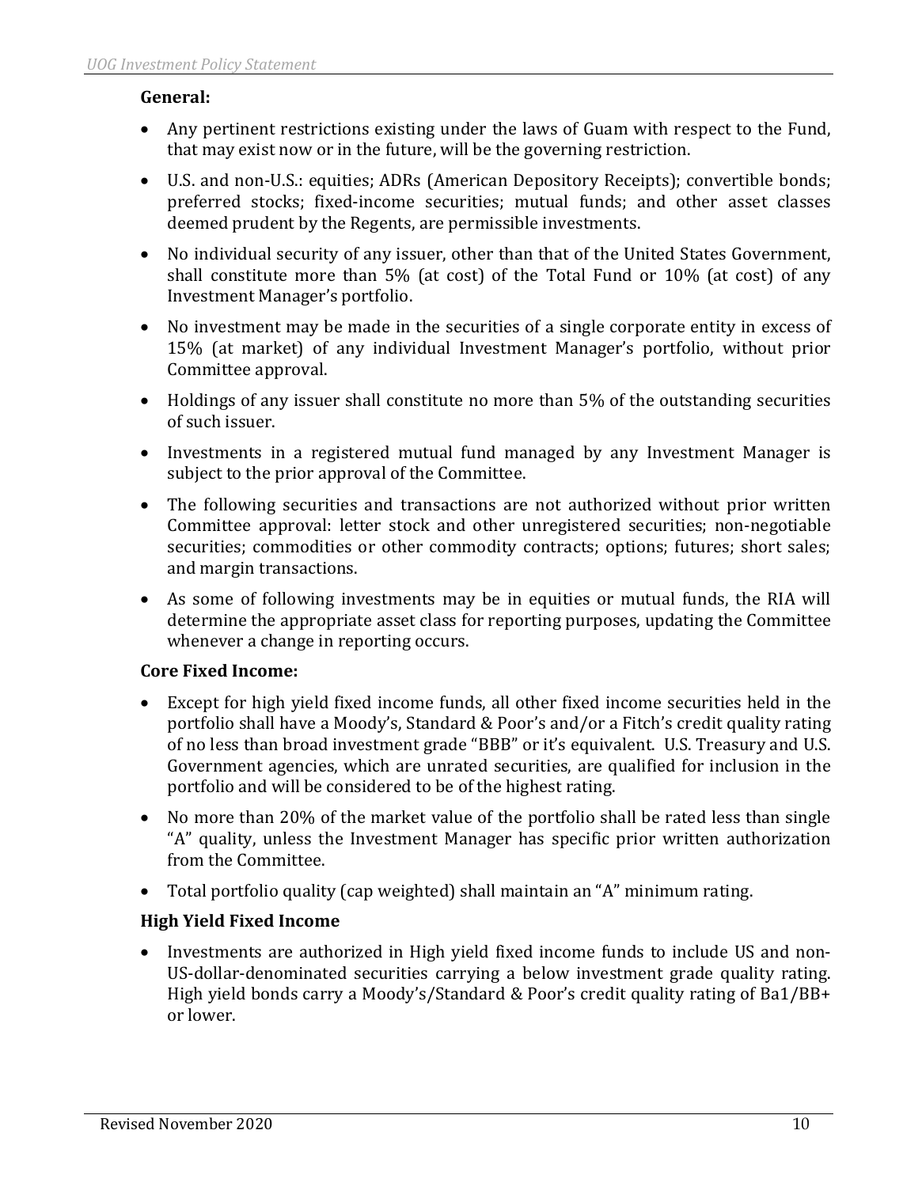**General:**

- Any pertinent restrictions existing under the laws of Guam with respect to the Fund, that may exist now or in the future, will be the governing restriction.
- U.S. and non-U.S.: equities; ADRs (American Depository Receipts); convertible bonds; preferred stocks; fixed-income securities; mutual funds; and other asset classes deemed prudent by the Regents, are permissible investments.
- No individual security of any issuer, other than that of the United States Government, shall constitute more than 5% (at cost) of the Total Fund or 10% (at cost) of any Investment Manager's portfolio.
- No investment may be made in the securities of a single corporate entity in excess of 15% (at market) of any individual Investment Manager's portfolio, without prior Committee approval.
- Holdings of any issuer shall constitute no more than 5% of the outstanding securities of such issuer.
- Investments in a registered mutual fund managed by any Investment Manager is subject to the prior approval of the Committee.
- The following securities and transactions are not authorized without prior written Committee approval: letter stock and other unregistered securities; non-negotiable securities; commodities or other commodity contracts; options; futures; short sales; and margin transactions.
- As some of following investments may be in equities or mutual funds, the RIA will determine the appropriate asset class for reporting purposes, updating the Committee whenever a change in reporting occurs.

**Core Fixed Income:**

- Except for high yield fixed income funds, all other fixed income securities held in the portfolio shall have a Moody's, Standard & Poor's and/or a Fitch's credit quality rating of no less than broad investment grade "BBB" or it's equivalent. U.S. Treasury and U.S. Government agencies, which are unrated securities, are qualified for inclusion in the portfolio and will be considered to be of the highest rating.
- No more than 20% of the market value of the portfolio shall be rated less than single "A" quality, unless the Investment Manager has specific prior written authorization from the Committee.
- Total portfolio quality (cap weighted) shall maintain an "A" minimum rating.

**High Yield Fixed Income**

- Investments are authorized in High yield fixed income funds to include US and non-US-dollar-denominated securities carrying a below investment grade quality rating. High yield bonds carry a Moody's/Standard & Poor's credit quality rating of Ba1/BB+ or lower.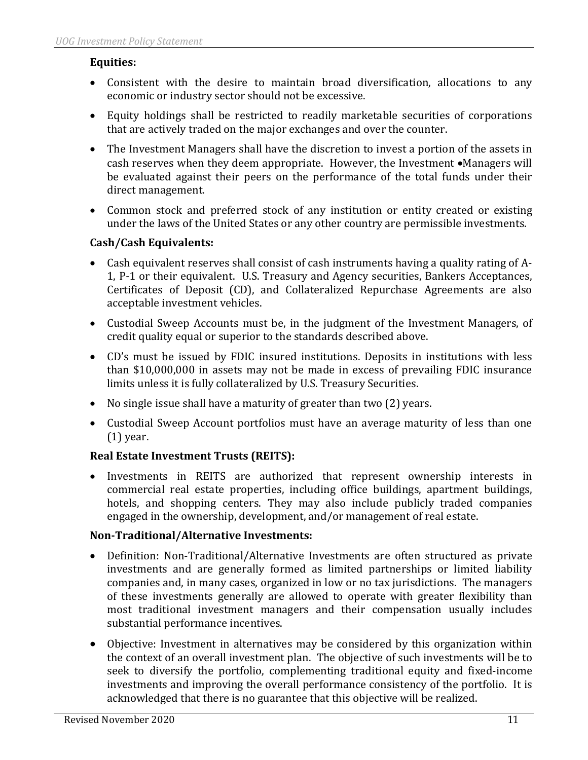**Equities:**

- Consistent with the desire to maintain broad diversification, allocations to any economic or industry sector should not be excessive.
- Equity holdings shall be restricted to readily marketable securities of corporations that are actively traded on the major exchanges and over the counter.
- The Investment Managers shall have the discretion to invest a portion of the assets in cash reserves when they deem appropriate. However, the Investment •Managers will be evaluated against their peers on the performance of the total funds under their direct management.
- Common stock and preferred stock of any institution or entity created or existing under the laws of the United States or any other country are permissible investments.

**Cash/Cash Equivalents:**

- Cash equivalent reserves shall consist of cash instruments having a quality rating of A-1, P-1 or their equivalent. U.S. Treasury and Agency securities, Bankers Acceptances, Certificates of Deposit (CD), and Collateralized Repurchase Agreements are also acceptable investment vehicles.
- Custodial Sweep Accounts must be, in the judgment of the Investment Managers, of credit quality equal or superior to the standards described above.
- CD's must be issued by FDIC insured institutions. Deposits in institutions with less than $10,000,000 in assets may not be made in excess of prevailing FDIC insurance limits unless it is fully collateralized by U.S. Treasury Securities.
- No single issue shall have a maturity of greater than two (2) years.
- Custodial Sweep Account portfolios must have an average maturity of less than one (1) year.

**Real Estate Investment Trusts (REITS):**

- Investments in REITS are authorized that represent ownership interests in commercial real estate properties, including office buildings, apartment buildings, hotels, and shopping centers. They may also include publicly traded companies engaged in the ownership, development, and/or management of real estate.

**Non-Traditional/Alternative Investments:**

- Definition: Non-Traditional/Alternative Investments are often structured as private investments and are generally formed as limited partnerships or limited liability companies and, in many cases, organized in low or no tax jurisdictions. The managers of these investments generally are allowed to operate with greater flexibility than most traditional investment managers and their compensation usually includes substantial performance incentives.
- Objective: Investment in alternatives may be considered by this organization within the context of an overall investment plan. The objective of such investments will be to seek to diversify the portfolio, complementing traditional equity and fixed-income investments and improving the overall performance consistency of the portfolio. It is acknowledged that there is no guarantee that this objective will be realized.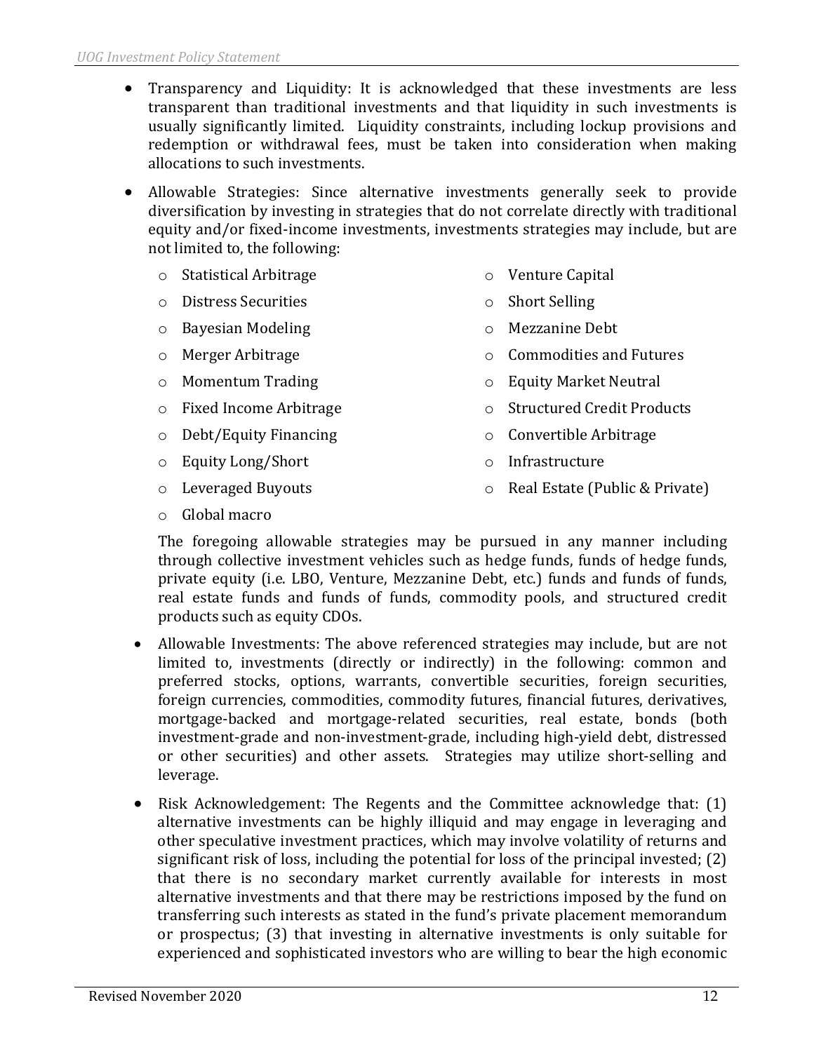- Transparency and Liquidity: It is acknowledged that these investments are less transparent than traditional investments and that liquidity in such investments is usually significantly limited. Liquidity constraints, including lockup provisions and redemption or withdrawal fees, must be taken into consideration when making allocations to such investments.

- Allowable Strategies: Since alternative investments generally seek to provide diversification by investing in strategies that do not correlate directly with traditional equity and/or fixed-income investments, investments strategies may include, but are not limited to, the following:

  - Statistical Arbitrage
  - Distress Securities
  - Bayesian Modeling
  - Merger Arbitrage
  - Momentum Trading
  - Fixed Income Arbitrage
  - Debt/Equity Financing
  - Equity Long/Short
  - Leveraged Buyouts
  - Global macro
  - Venture Capital
  - Short Selling
  - Mezzanine Debt
  - Commodities and Futures
  - Equity Market Neutral
  - Structured Credit Products
  - Convertible Arbitrage
  - Infrastructure
  - Real Estate (Public & Private)

  The foregoing allowable strategies may be pursued in any manner including through collective investment vehicles such as hedge funds, funds of hedge funds, private equity (i.e. LBO, Venture, Mezzanine Debt, etc.) funds and funds of funds, real estate funds and funds of funds, commodity pools, and structured credit products such as equity CDOs.

- Allowable Investments: The above referenced strategies may include, but are not limited to, investments (directly or indirectly) in the following: common and preferred stocks, options, warrants, convertible securities, foreign securities, foreign currencies, commodities, commodity futures, financial futures, derivatives, mortgage-backed and mortgage-related securities, real estate, bonds (both investment-grade and non-investment-grade, including high-yield debt, distressed or other securities) and other assets. Strategies may utilize short-selling and leverage.

- Risk Acknowledgement: The Regents and the Committee acknowledge that: (1) alternative investments can be highly illiquid and may engage in leveraging and other speculative investment practices, which may involve volatility of returns and significant risk of loss, including the potential for loss of the principal invested; (2) that there is no secondary market currently available for interests in most alternative investments and that there may be restrictions imposed by the fund on transferring such interests as stated in the fund's private placement memorandum or prospectus; (3) that investing in alternative investments is only suitable for experienced and sophisticated investors who are willing to bear the high economic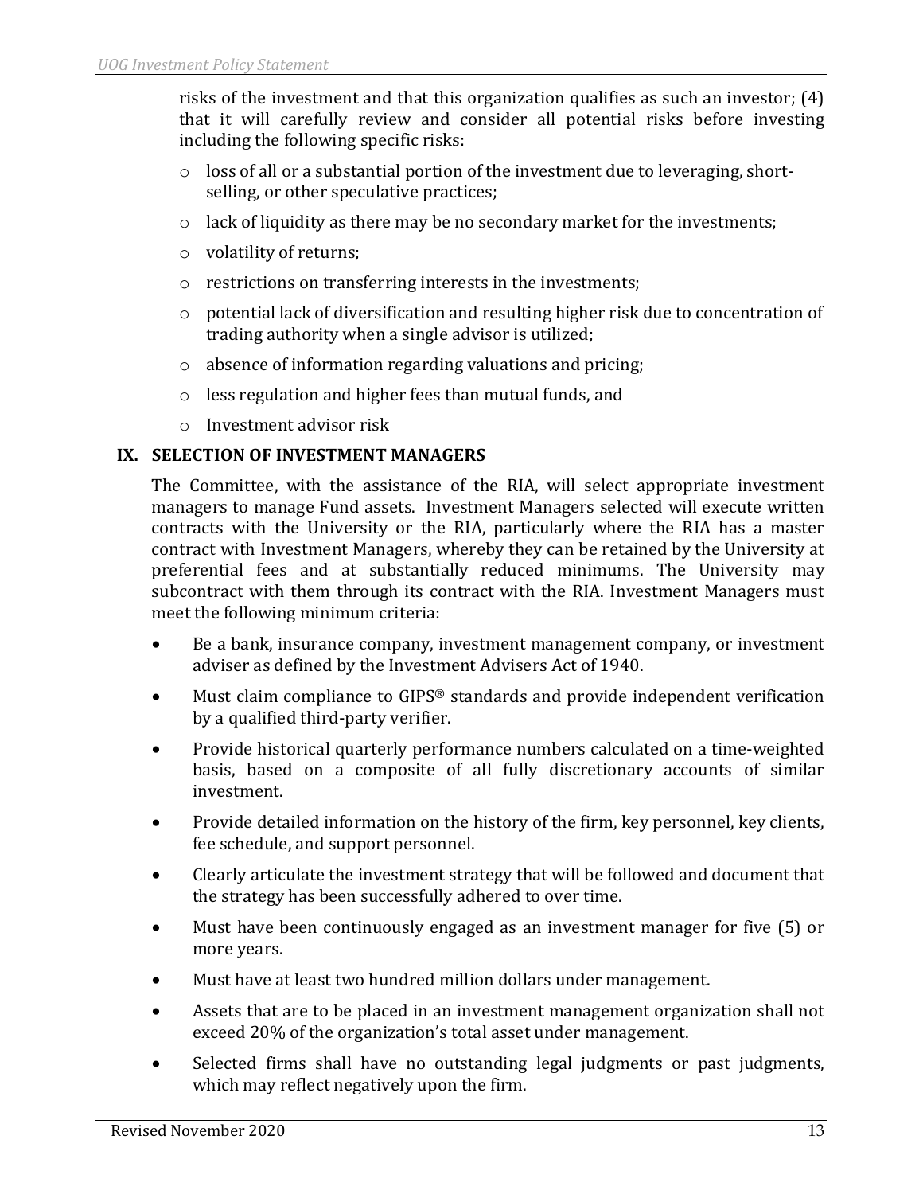risks of the investment and that this organization qualifies as such an investor; (4) that it will carefully review and consider all potential risks before investing including the following specific risks:

- loss of all or a substantial portion of the investment due to leveraging, short-selling, or other speculative practices;
- lack of liquidity as there may be no secondary market for the investments;
- volatility of returns;
- restrictions on transferring interests in the investments;
- potential lack of diversification and resulting higher risk due to concentration of trading authority when a single advisor is utilized;
- absence of information regarding valuations and pricing;
- less regulation and higher fees than mutual funds, and
- Investment advisor risk

## IX. SELECTION OF INVESTMENT MANAGERS

The Committee, with the assistance of the RIA, will select appropriate investment managers to manage Fund assets. Investment Managers selected will execute written contracts with the University or the RIA, particularly where the RIA has a master contract with Investment Managers, whereby they can be retained by the University at preferential fees and at substantially reduced minimums. The University may subcontract with them through its contract with the RIA. Investment Managers must meet the following minimum criteria:

- Be a bank, insurance company, investment management company, or investment adviser as defined by the Investment Advisers Act of 1940.
- Must claim compliance to GIPS® standards and provide independent verification by a qualified third-party verifier.
- Provide historical quarterly performance numbers calculated on a time-weighted basis, based on a composite of all fully discretionary accounts of similar investment.
- Provide detailed information on the history of the firm, key personnel, key clients, fee schedule, and support personnel.
- Clearly articulate the investment strategy that will be followed and document that the strategy has been successfully adhered to over time.
- Must have been continuously engaged as an investment manager for five (5) or more years.
- Must have at least two hundred million dollars under management.
- Assets that are to be placed in an investment management organization shall not exceed 20% of the organization's total asset under management.
- Selected firms shall have no outstanding legal judgments or past judgments, which may reflect negatively upon the firm.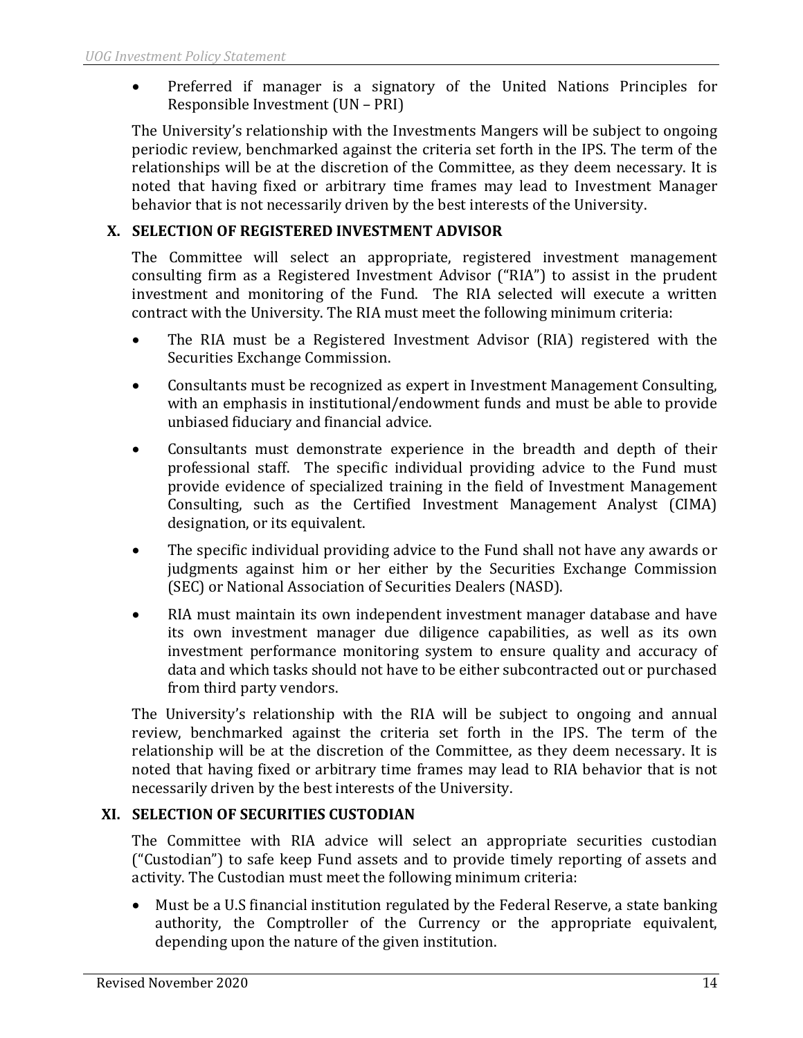- Preferred if manager is a signatory of the United Nations Principles for Responsible Investment (UN – PRI)

The University's relationship with the Investments Mangers will be subject to ongoing periodic review, benchmarked against the criteria set forth in the IPS. The term of the relationships will be at the discretion of the Committee, as they deem necessary. It is noted that having fixed or arbitrary time frames may lead to Investment Manager behavior that is not necessarily driven by the best interests of the University.

## X. SELECTION OF REGISTERED INVESTMENT ADVISOR

The Committee will select an appropriate, registered investment management consulting firm as a Registered Investment Advisor ("RIA") to assist in the prudent investment and monitoring of the Fund. The RIA selected will execute a written contract with the University. The RIA must meet the following minimum criteria:

- The RIA must be a Registered Investment Advisor (RIA) registered with the Securities Exchange Commission.
- Consultants must be recognized as expert in Investment Management Consulting, with an emphasis in institutional/endowment funds and must be able to provide unbiased fiduciary and financial advice.
- Consultants must demonstrate experience in the breadth and depth of their professional staff. The specific individual providing advice to the Fund must provide evidence of specialized training in the field of Investment Management Consulting, such as the Certified Investment Management Analyst (CIMA) designation, or its equivalent.
- The specific individual providing advice to the Fund shall not have any awards or judgments against him or her either by the Securities Exchange Commission (SEC) or National Association of Securities Dealers (NASD).
- RIA must maintain its own independent investment manager database and have its own investment manager due diligence capabilities, as well as its own investment performance monitoring system to ensure quality and accuracy of data and which tasks should not have to be either subcontracted out or purchased from third party vendors.

The University's relationship with the RIA will be subject to ongoing and annual review, benchmarked against the criteria set forth in the IPS. The term of the relationship will be at the discretion of the Committee, as they deem necessary. It is noted that having fixed or arbitrary time frames may lead to RIA behavior that is not necessarily driven by the best interests of the University.

## XI. SELECTION OF SECURITIES CUSTODIAN

The Committee with RIA advice will select an appropriate securities custodian ("Custodian") to safe keep Fund assets and to provide timely reporting of assets and activity. The Custodian must meet the following minimum criteria:

- Must be a U.S financial institution regulated by the Federal Reserve, a state banking authority, the Comptroller of the Currency or the appropriate equivalent, depending upon the nature of the given institution.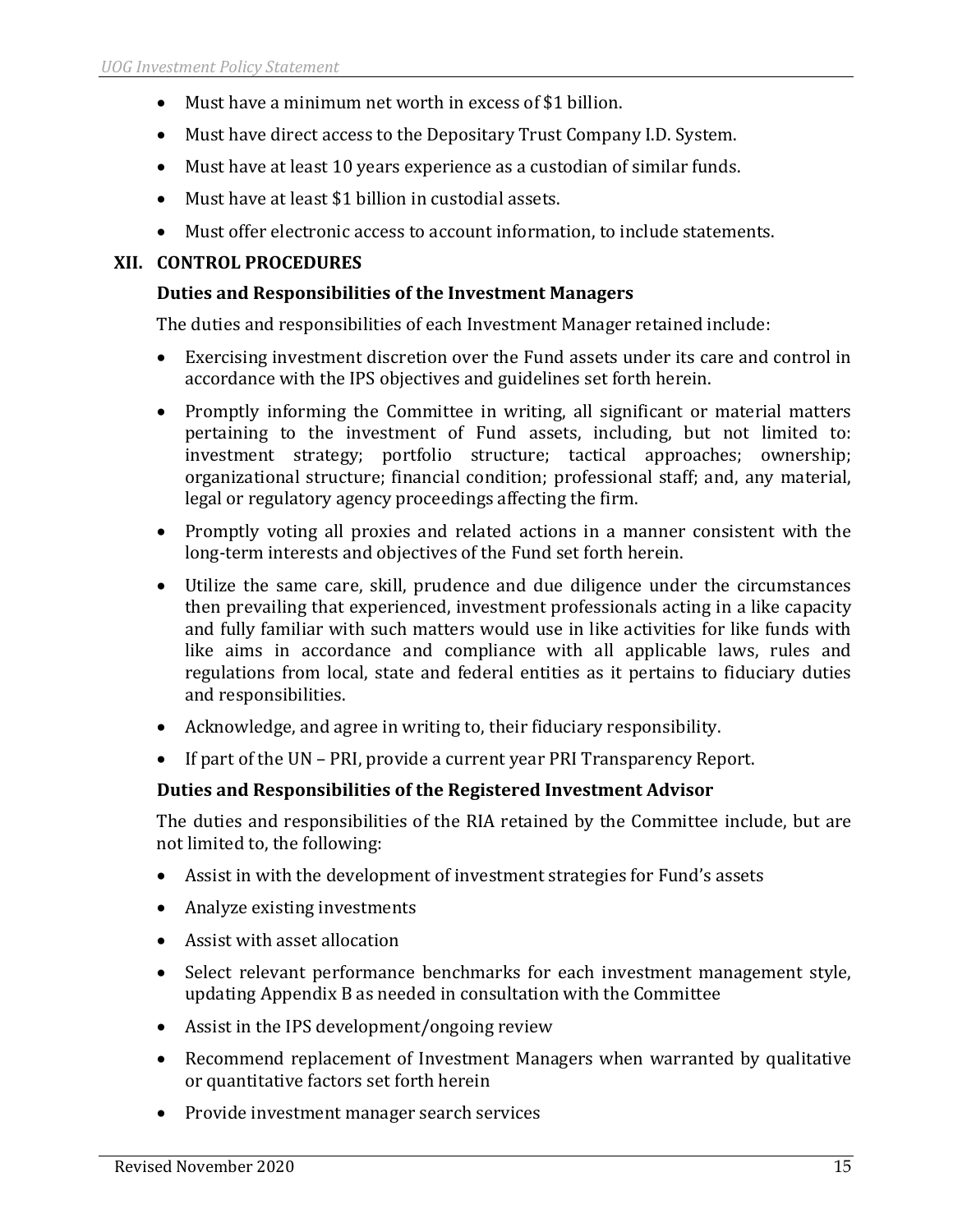- Must have a minimum net worth in excess of $1 billion.
- Must have direct access to the Depositary Trust Company I.D. System.
- Must have at least 10 years experience as a custodian of similar funds.
- Must have at least $1 billion in custodial assets.
- Must offer electronic access to account information, to include statements.

## XII. CONTROL PROCEDURES

### Duties and Responsibilities of the Investment Managers

The duties and responsibilities of each Investment Manager retained include:

- Exercising investment discretion over the Fund assets under its care and control in accordance with the IPS objectives and guidelines set forth herein.
- Promptly informing the Committee in writing, all significant or material matters pertaining to the investment of Fund assets, including, but not limited to: investment strategy; portfolio structure; tactical approaches; ownership; organizational structure; financial condition; professional staff; and, any material, legal or regulatory agency proceedings affecting the firm.
- Promptly voting all proxies and related actions in a manner consistent with the long-term interests and objectives of the Fund set forth herein.
- Utilize the same care, skill, prudence and due diligence under the circumstances then prevailing that experienced, investment professionals acting in a like capacity and fully familiar with such matters would use in like activities for like funds with like aims in accordance and compliance with all applicable laws, rules and regulations from local, state and federal entities as it pertains to fiduciary duties and responsibilities.
- Acknowledge, and agree in writing to, their fiduciary responsibility.
- If part of the UN – PRI, provide a current year PRI Transparency Report.

### Duties and Responsibilities of the Registered Investment Advisor

The duties and responsibilities of the RIA retained by the Committee include, but are not limited to, the following:

- Assist in with the development of investment strategies for Fund's assets
- Analyze existing investments
- Assist with asset allocation
- Select relevant performance benchmarks for each investment management style, updating Appendix B as needed in consultation with the Committee
- Assist in the IPS development/ongoing review
- Recommend replacement of Investment Managers when warranted by qualitative or quantitative factors set forth herein
- Provide investment manager search services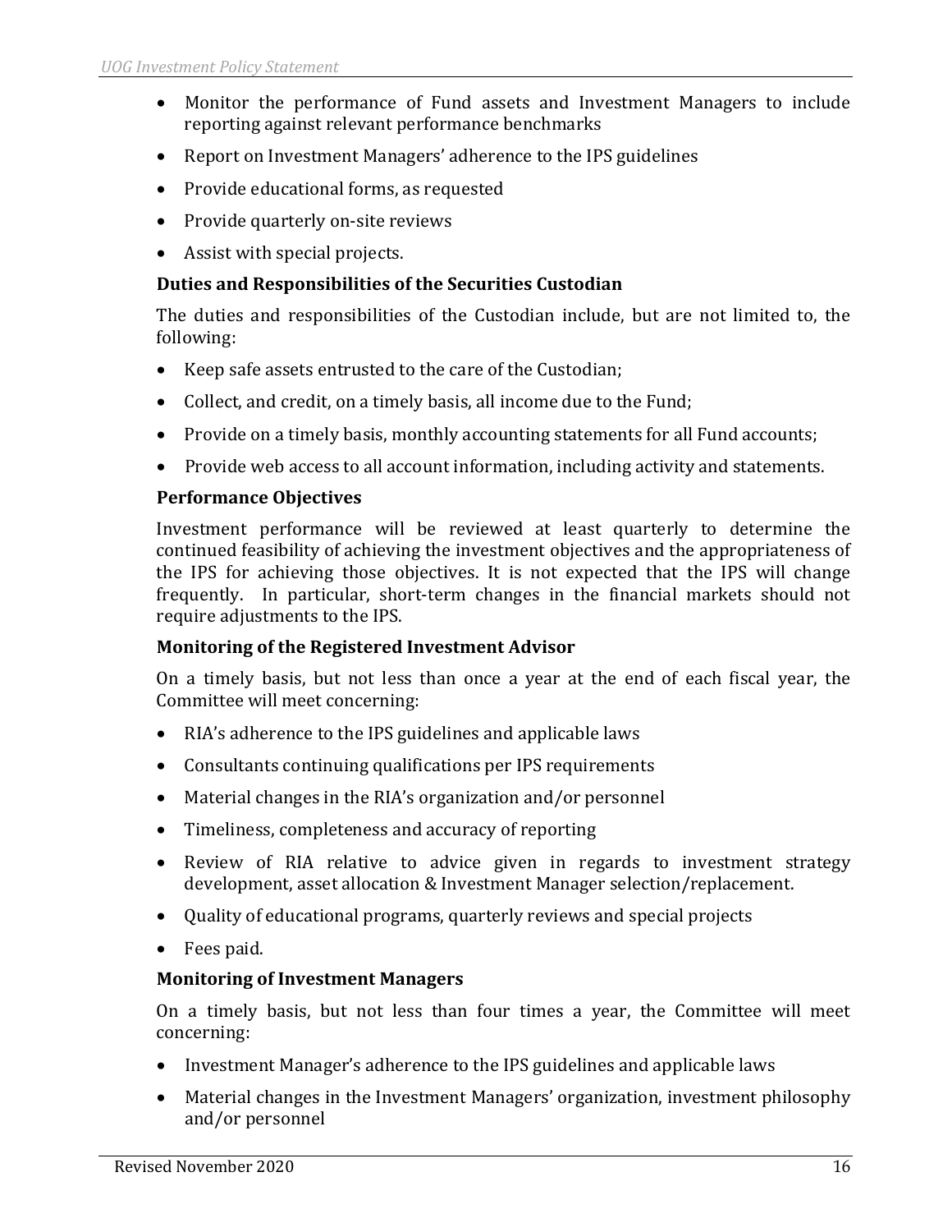- Monitor the performance of Fund assets and Investment Managers to include reporting against relevant performance benchmarks
- Report on Investment Managers' adherence to the IPS guidelines
- Provide educational forms, as requested
- Provide quarterly on-site reviews
- Assist with special projects.

**Duties and Responsibilities of the Securities Custodian**

The duties and responsibilities of the Custodian include, but are not limited to, the following:

- Keep safe assets entrusted to the care of the Custodian;
- Collect, and credit, on a timely basis, all income due to the Fund;
- Provide on a timely basis, monthly accounting statements for all Fund accounts;
- Provide web access to all account information, including activity and statements.

**Performance Objectives**

Investment performance will be reviewed at least quarterly to determine the continued feasibility of achieving the investment objectives and the appropriateness of the IPS for achieving those objectives. It is not expected that the IPS will change frequently. In particular, short-term changes in the financial markets should not require adjustments to the IPS.

**Monitoring of the Registered Investment Advisor**

On a timely basis, but not less than once a year at the end of each fiscal year, the Committee will meet concerning:

- RIA's adherence to the IPS guidelines and applicable laws
- Consultants continuing qualifications per IPS requirements
- Material changes in the RIA's organization and/or personnel
- Timeliness, completeness and accuracy of reporting
- Review of RIA relative to advice given in regards to investment strategy development, asset allocation & Investment Manager selection/replacement.
- Quality of educational programs, quarterly reviews and special projects
- Fees paid.

**Monitoring of Investment Managers**

On a timely basis, but not less than four times a year, the Committee will meet concerning:

- Investment Manager's adherence to the IPS guidelines and applicable laws
- Material changes in the Investment Managers' organization, investment philosophy and/or personnel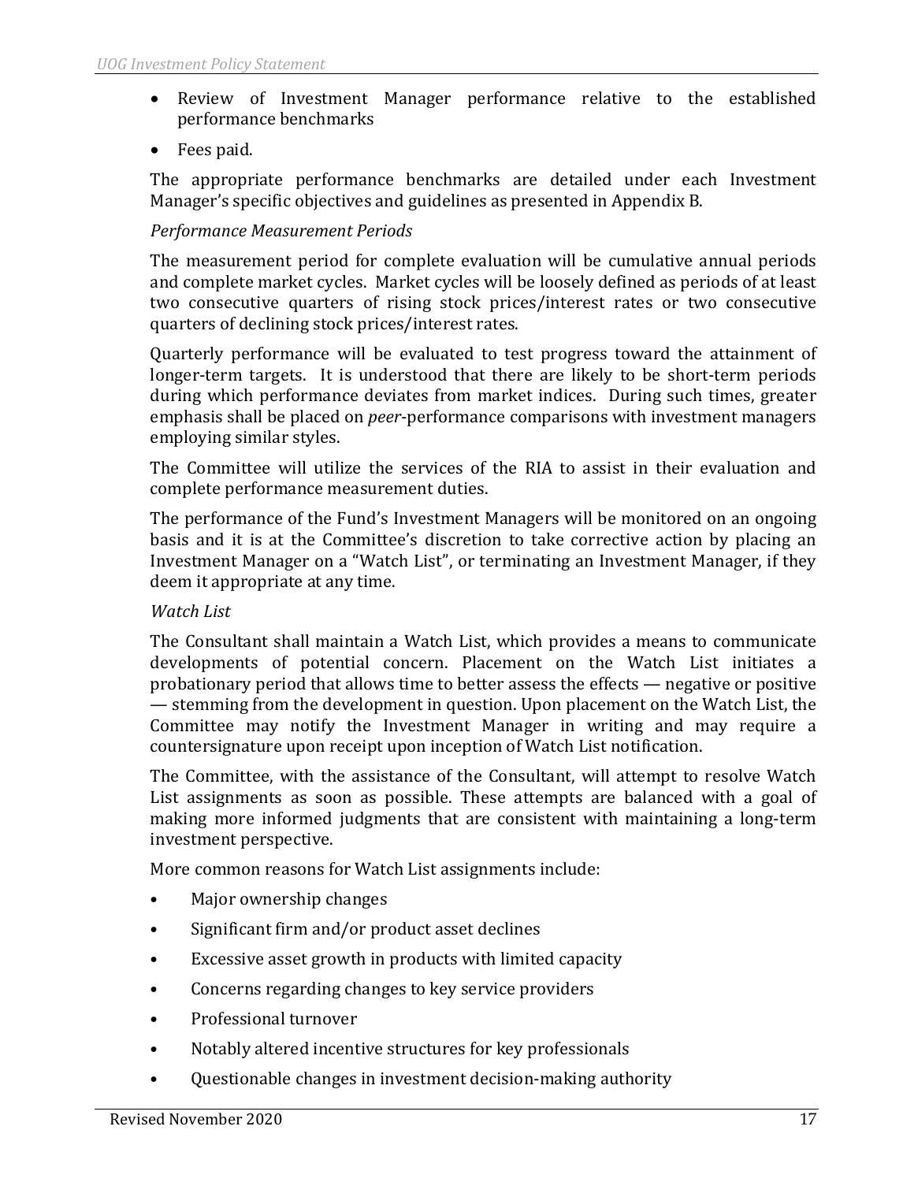- Review of Investment Manager performance relative to the established performance benchmarks
- Fees paid.

The appropriate performance benchmarks are detailed under each Investment Manager's specific objectives and guidelines as presented in Appendix B.

*Performance Measurement Periods*

The measurement period for complete evaluation will be cumulative annual periods and complete market cycles. Market cycles will be loosely defined as periods of at least two consecutive quarters of rising stock prices/interest rates or two consecutive quarters of declining stock prices/interest rates.

Quarterly performance will be evaluated to test progress toward the attainment of longer-term targets. It is understood that there are likely to be short-term periods during which performance deviates from market indices. During such times, greater emphasis shall be placed on *peer*-performance comparisons with investment managers employing similar styles.

The Committee will utilize the services of the RIA to assist in their evaluation and complete performance measurement duties.

The performance of the Fund's Investment Managers will be monitored on an ongoing basis and it is at the Committee's discretion to take corrective action by placing an Investment Manager on a "Watch List", or terminating an Investment Manager, if they deem it appropriate at any time.

*Watch List*

The Consultant shall maintain a Watch List, which provides a means to communicate developments of potential concern. Placement on the Watch List initiates a probationary period that allows time to better assess the effects — negative or positive — stemming from the development in question. Upon placement on the Watch List, the Committee may notify the Investment Manager in writing and may require a countersignature upon receipt upon inception of Watch List notification.

The Committee, with the assistance of the Consultant, will attempt to resolve Watch List assignments as soon as possible. These attempts are balanced with a goal of making more informed judgments that are consistent with maintaining a long-term investment perspective.

More common reasons for Watch List assignments include:

- Major ownership changes
- Significant firm and/or product asset declines
- Excessive asset growth in products with limited capacity
- Concerns regarding changes to key service providers
- Professional turnover
- Notably altered incentive structures for key professionals
- Questionable changes in investment decision-making authority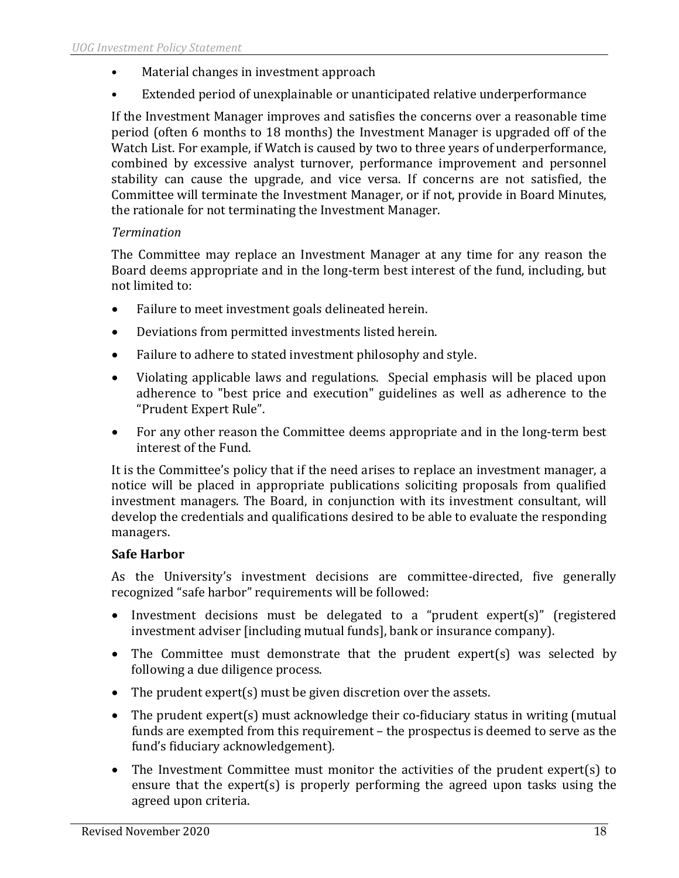- Material changes in investment approach
- Extended period of unexplainable or unanticipated relative underperformance

If the Investment Manager improves and satisfies the concerns over a reasonable time period (often 6 months to 18 months) the Investment Manager is upgraded off of the Watch List. For example, if Watch is caused by two to three years of underperformance, combined by excessive analyst turnover, performance improvement and personnel stability can cause the upgrade, and vice versa. If concerns are not satisfied, the Committee will terminate the Investment Manager, or if not, provide in Board Minutes, the rationale for not terminating the Investment Manager.

*Termination*

The Committee may replace an Investment Manager at any time for any reason the Board deems appropriate and in the long-term best interest of the fund, including, but not limited to:

- Failure to meet investment goals delineated herein.
- Deviations from permitted investments listed herein.
- Failure to adhere to stated investment philosophy and style.
- Violating applicable laws and regulations. Special emphasis will be placed upon adherence to "best price and execution" guidelines as well as adherence to the "Prudent Expert Rule".
- For any other reason the Committee deems appropriate and in the long-term best interest of the Fund.

It is the Committee's policy that if the need arises to replace an investment manager, a notice will be placed in appropriate publications soliciting proposals from qualified investment managers. The Board, in conjunction with its investment consultant, will develop the credentials and qualifications desired to be able to evaluate the responding managers.

**Safe Harbor**

As the University's investment decisions are committee-directed, five generally recognized "safe harbor" requirements will be followed:

- Investment decisions must be delegated to a "prudent expert(s)" (registered investment adviser [including mutual funds], bank or insurance company).
- The Committee must demonstrate that the prudent expert(s) was selected by following a due diligence process.
- The prudent expert(s) must be given discretion over the assets.
- The prudent expert(s) must acknowledge their co-fiduciary status in writing (mutual funds are exempted from this requirement – the prospectus is deemed to serve as the fund's fiduciary acknowledgement).
- The Investment Committee must monitor the activities of the prudent expert(s) to ensure that the expert(s) is properly performing the agreed upon tasks using the agreed upon criteria.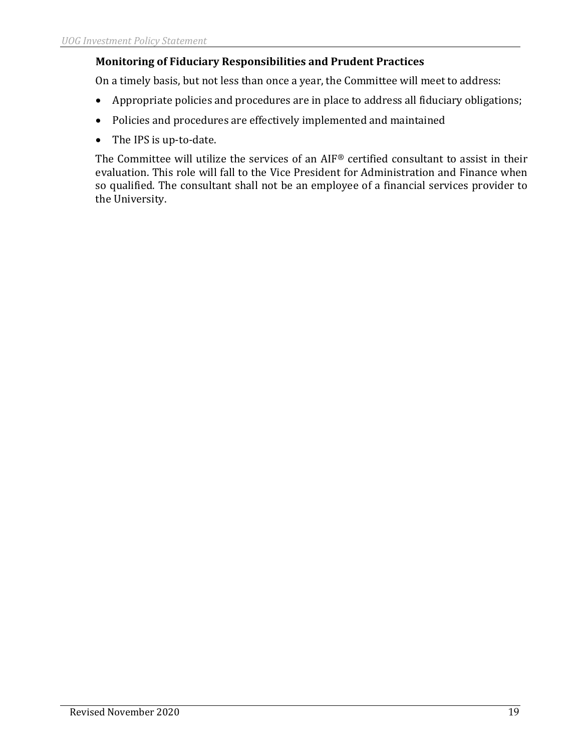### Monitoring of Fiduciary Responsibilities and Prudent Practices

On a timely basis, but not less than once a year, the Committee will meet to address:

- Appropriate policies and procedures are in place to address all fiduciary obligations;
- Policies and procedures are effectively implemented and maintained
- The IPS is up-to-date.

The Committee will utilize the services of an AIF® certified consultant to assist in their evaluation. This role will fall to the Vice President for Administration and Finance when so qualified. The consultant shall not be an employee of a financial services provider to the University.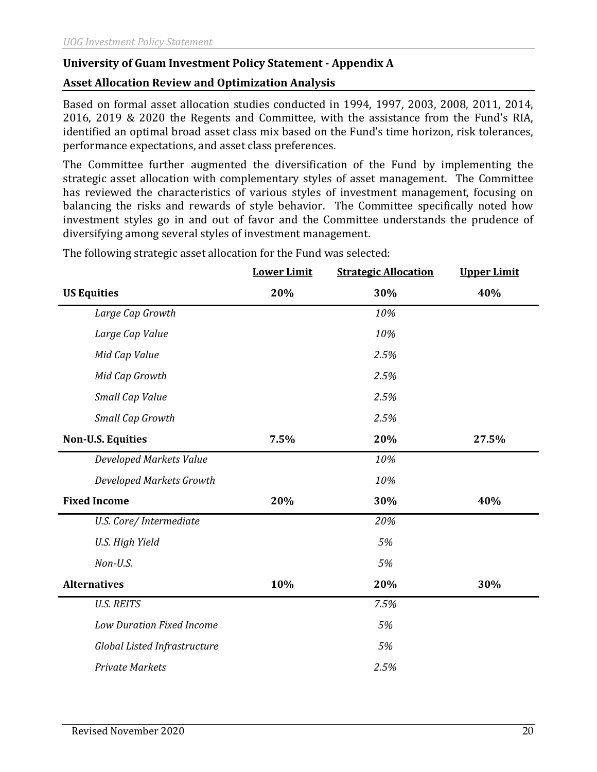## University of Guam Investment Policy Statement - Appendix A

### Asset Allocation Review and Optimization Analysis

Based on formal asset allocation studies conducted in 1994, 1997, 2003, 2008, 2011, 2014, 2016, 2019 & 2020 the Regents and Committee, with the assistance from the Fund's RIA, identified an optimal broad asset class mix based on the Fund's time horizon, risk tolerances, performance expectations, and asset class preferences.

The Committee further augmented the diversification of the Fund by implementing the strategic asset allocation with complementary styles of asset management. The Committee has reviewed the characteristics of various styles of investment management, focusing on balancing the risks and rewards of style behavior. The Committee specifically noted how investment styles go in and out of favor and the Committee understands the prudence of diversifying among several styles of investment management.

The following strategic asset allocation for the Fund was selected:

| | Lower Limit | Strategic Allocation | Upper Limit |
|---|---|---|---|
| **US Equities** | **20%** | **30%** | **40%** |
| *Large Cap Growth* | | *10%* | |
| *Large Cap Value* | | *10%* | |
| *Mid Cap Value* | | *2.5%* | |
| *Mid Cap Growth* | | *2.5%* | |
| *Small Cap Value* | | *2.5%* | |
| *Small Cap Growth* | | *2.5%* | |
| **Non-U.S. Equities** | **7.5%** | **20%** | **27.5%** |
| *Developed Markets Value* | | *10%* | |
| *Developed Markets Growth* | | *10%* | |
| **Fixed Income** | **20%** | **30%** | **40%** |
| *U.S. Core/ Intermediate* | | *20%* | |
| *U.S. High Yield* | | *5%* | |
| *Non-U.S.* | | *5%* | |
| **Alternatives** | **10%** | **20%** | **30%** |
| *U.S. REITS* | | *7.5%* | |
| *Low Duration Fixed Income* | | *5%* | |
| *Global Listed Infrastructure* | | *5%* | |
| *Private Markets* | | *2.5%* | |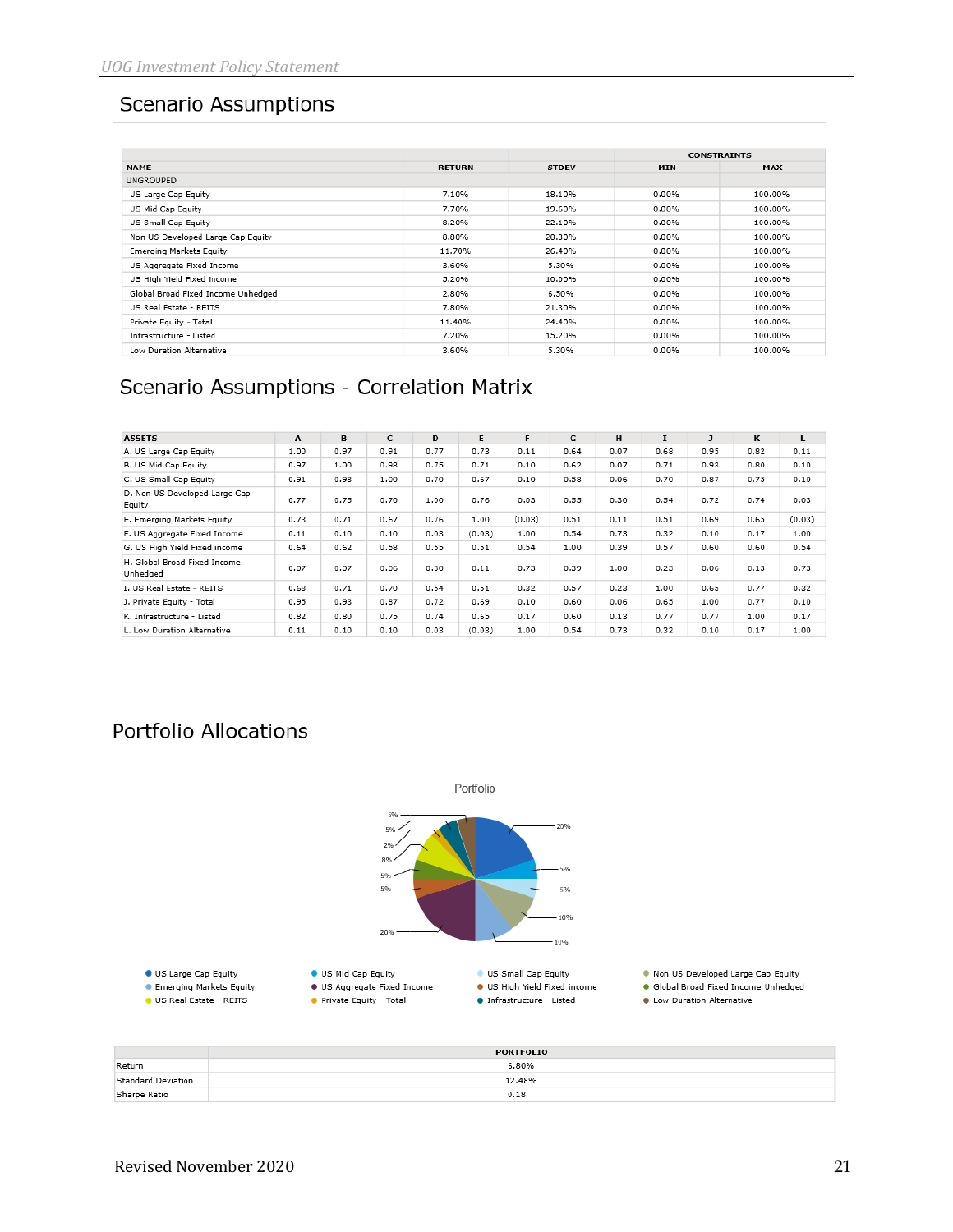## Scenario Assumptions

| NAME | RETURN | STDEV | CONSTRAINTS MIN | MAX |
|---|---|---|---|---|
| UNGROUPED | | | | |
| US Large Cap Equity | 7.10% | 18.10% | 0.00% | 100.00% |
| US Mid Cap Equity | 7.70% | 19.60% | 0.00% | 100.00% |
| US Small Cap Equity | 8.20% | 22.10% | 0.00% | 100.00% |
| Non US Developed Large Cap Equity | 8.80% | 20.30% | 0.00% | 100.00% |
| Emerging Markets Equity | 11.70% | 26.40% | 0.00% | 100.00% |
| US Aggregate Fixed Income | 3.60% | 5.30% | 0.00% | 100.00% |
| US High Yield Fixed income | 5.20% | 10.00% | 0.00% | 100.00% |
| Global Broad Fixed Income Unhedged | 2.80% | 6.50% | 0.00% | 100.00% |
| US Real Estate - REITS | 7.80% | 21.30% | 0.00% | 100.00% |
| Private Equity - Total | 11.40% | 24.40% | 0.00% | 100.00% |
| Infrastructure - Listed | 7.20% | 15.20% | 0.00% | 100.00% |
| Low Duration Alternative | 3.60% | 5.30% | 0.00% | 100.00% |

## Scenario Assumptions - Correlation Matrix

| ASSETS | A | B | C | D | E | F | G | H | I | J | K | L |
|---|---|---|---|---|---|---|---|---|---|---|---|---|
| A. US Large Cap Equity | 1.00 | 0.97 | 0.91 | 0.77 | 0.73 | 0.11 | 0.64 | 0.07 | 0.68 | 0.95 | 0.82 | 0.11 |
| B. US Mid Cap Equity | 0.97 | 1.00 | 0.98 | 0.75 | 0.71 | 0.10 | 0.62 | 0.07 | 0.71 | 0.93 | 0.80 | 0.10 |
| C. US Small Cap Equity | 0.91 | 0.98 | 1.00 | 0.70 | 0.67 | 0.10 | 0.58 | 0.06 | 0.70 | 0.87 | 0.75 | 0.10 |
| D. Non US Developed Large Cap Equity | 0.77 | 0.75 | 0.70 | 1.00 | 0.76 | 0.03 | 0.55 | 0.30 | 0.54 | 0.72 | 0.74 | 0.03 |
| E. Emerging Markets Equity | 0.73 | 0.71 | 0.67 | 0.76 | 1.00 | (0.03) | 0.51 | 0.11 | 0.51 | 0.69 | 0.65 | (0.03) |
| F. US Aggregate Fixed Income | 0.11 | 0.10 | 0.10 | 0.03 | (0.03) | 1.00 | 0.54 | 0.73 | 0.32 | 0.10 | 0.17 | 1.00 |
| G. US High Yield Fixed income | 0.64 | 0.62 | 0.58 | 0.55 | 0.51 | 0.54 | 1.00 | 0.39 | 0.57 | 0.60 | 0.60 | 0.54 |
| H. Global Broad Fixed Income Unhedged | 0.07 | 0.07 | 0.06 | 0.30 | 0.11 | 0.73 | 0.39 | 1.00 | 0.23 | 0.06 | 0.13 | 0.73 |
| I. US Real Estate - REITS | 0.68 | 0.71 | 0.70 | 0.54 | 0.51 | 0.32 | 0.57 | 0.23 | 1.00 | 0.65 | 0.77 | 0.32 |
| J. Private Equity - Total | 0.95 | 0.93 | 0.87 | 0.72 | 0.69 | 0.10 | 0.60 | 0.06 | 0.65 | 1.00 | 0.77 | 0.10 |
| K. Infrastructure - Listed | 0.82 | 0.80 | 0.75 | 0.74 | 0.65 | 0.17 | 0.60 | 0.13 | 0.77 | 0.77 | 1.00 | 0.17 |
| L. Low Duration Alternative | 0.11 | 0.10 | 0.10 | 0.03 | (0.03) | 1.00 | 0.54 | 0.73 | 0.32 | 0.10 | 0.17 | 1.00 |

## Portfolio Allocations

Portfolio

| Asset | Allocation |
|---|---|
| US Large Cap Equity | 20% |
| US Mid Cap Equity | 5% |
| US Small Cap Equity | 5% |
| Non US Developed Large Cap Equity | 10% |
| Emerging Markets Equity | 10% |
| US Aggregate Fixed Income | 20% |
| US High Yield Fixed income | 5% |
| Global Broad Fixed Income Unhedged | 5% |
| US Real Estate - REITS | 8% |
| Private Equity - Total | 2% |
| Infrastructure - Listed | 5% |
| Low Duration Alternative | 5% |

| | PORTFOLIO |
|---|---|
| Return | 6.80% |
| Standard Deviation | 12.48% |
| Sharpe Ratio | 0.18 |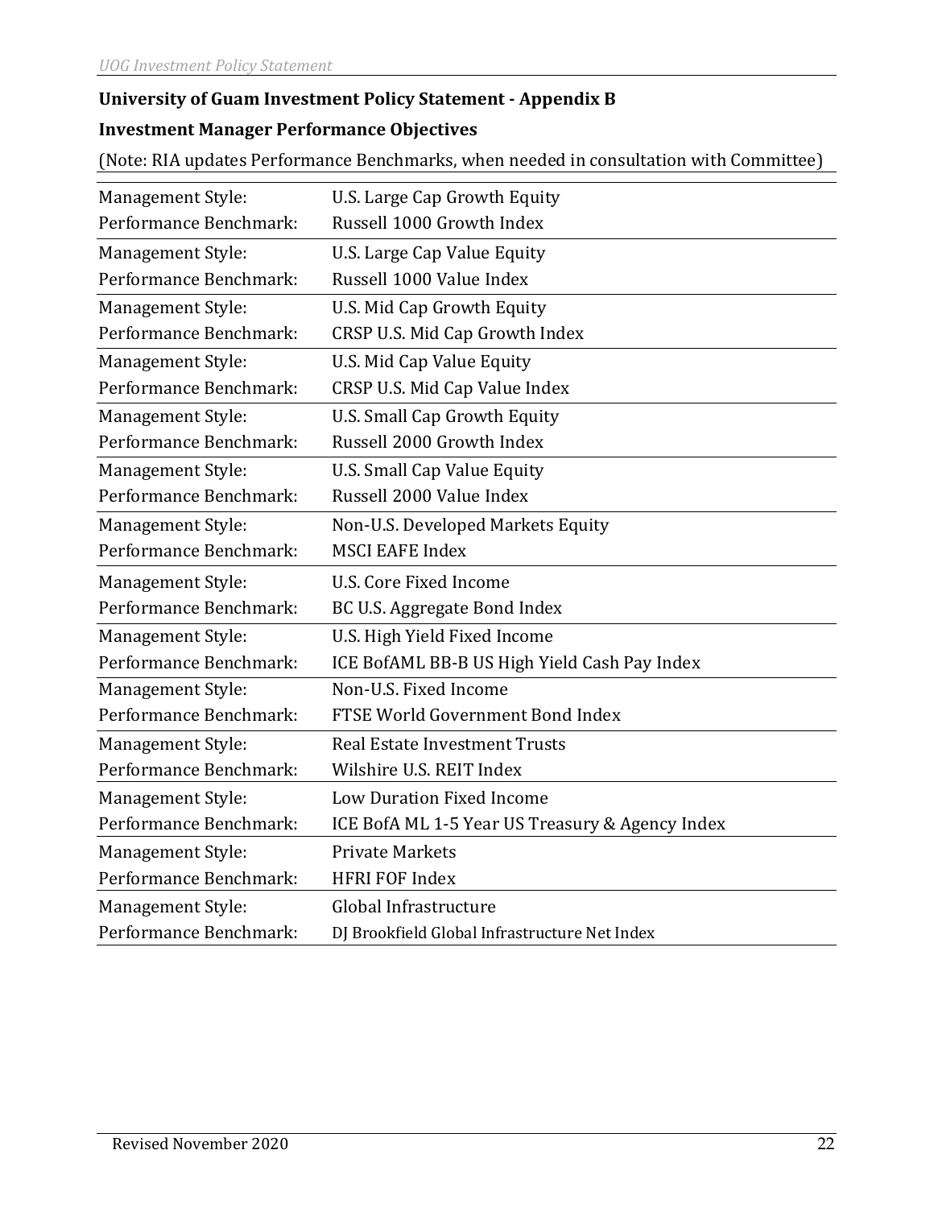**University of Guam Investment Policy Statement - Appendix B**

**Investment Manager Performance Objectives**

(Note: RIA updates Performance Benchmarks, when needed in consultation with Committee)

| Management Style: | Performance Benchmark: |
|---|---|
| U.S. Large Cap Growth Equity | Russell 1000 Growth Index |
| U.S. Large Cap Value Equity | Russell 1000 Value Index |
| U.S. Mid Cap Growth Equity | CRSP U.S. Mid Cap Growth Index |
| U.S. Mid Cap Value Equity | CRSP U.S. Mid Cap Value Index |
| U.S. Small Cap Growth Equity | Russell 2000 Growth Index |
| U.S. Small Cap Value Equity | Russell 2000 Value Index |
| Non-U.S. Developed Markets Equity | MSCI EAFE Index |
| U.S. Core Fixed Income | BC U.S. Aggregate Bond Index |
| U.S. High Yield Fixed Income | ICE BofAML BB-B US High Yield Cash Pay Index |
| Non-U.S. Fixed Income | FTSE World Government Bond Index |
| Real Estate Investment Trusts | Wilshire U.S. REIT Index |
| Low Duration Fixed Income | ICE BofA ML 1-5 Year US Treasury & Agency Index |
| Private Markets | HFRI FOF Index |
| Global Infrastructure | DJ Brookfield Global Infrastructure Net Index |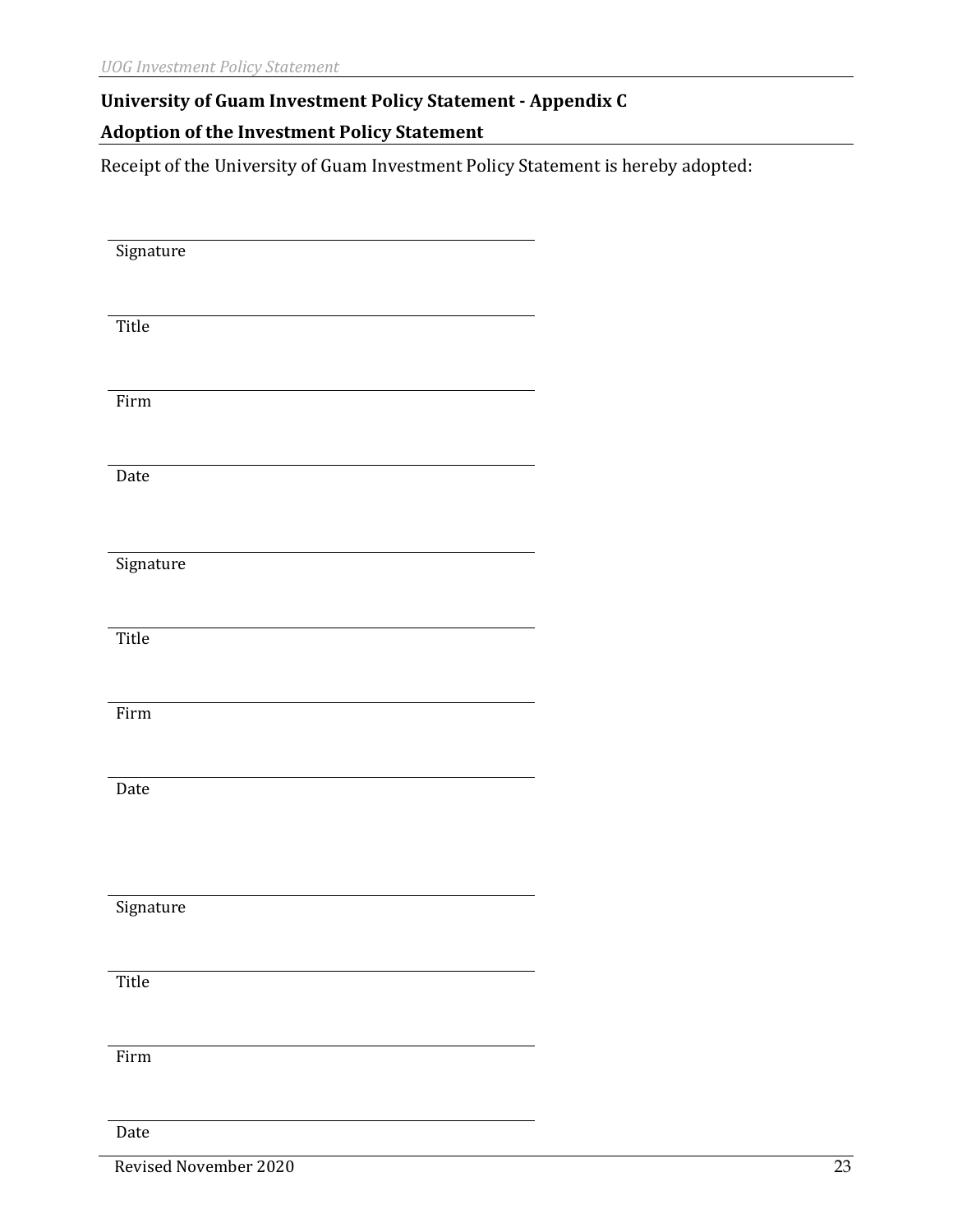## University of Guam Investment Policy Statement - Appendix C

## Adoption of the Investment Policy Statement

Receipt of the University of Guam Investment Policy Statement is hereby adopted:

\_\_\_\_\_\_\_\_\_\_\_\_\_\_\_\_\_\_\_\_\_\_\_\_\_\_\_\_\_\_\_\_\_\_\_\_\_\_\_\_

Signature

\_\_\_\_\_\_\_\_\_\_\_\_\_\_\_\_\_\_\_\_\_\_\_\_\_\_\_\_\_\_\_\_\_\_\_\_\_\_\_\_

Title

\_\_\_\_\_\_\_\_\_\_\_\_\_\_\_\_\_\_\_\_\_\_\_\_\_\_\_\_\_\_\_\_\_\_\_\_\_\_\_\_

Firm

\_\_\_\_\_\_\_\_\_\_\_\_\_\_\_\_\_\_\_\_\_\_\_\_\_\_\_\_\_\_\_\_\_\_\_\_\_\_\_\_

Date

\_\_\_\_\_\_\_\_\_\_\_\_\_\_\_\_\_\_\_\_\_\_\_\_\_\_\_\_\_\_\_\_\_\_\_\_\_\_\_\_

Signature

\_\_\_\_\_\_\_\_\_\_\_\_\_\_\_\_\_\_\_\_\_\_\_\_\_\_\_\_\_\_\_\_\_\_\_\_\_\_\_\_

Title

\_\_\_\_\_\_\_\_\_\_\_\_\_\_\_\_\_\_\_\_\_\_\_\_\_\_\_\_\_\_\_\_\_\_\_\_\_\_\_\_

Firm

\_\_\_\_\_\_\_\_\_\_\_\_\_\_\_\_\_\_\_\_\_\_\_\_\_\_\_\_\_\_\_\_\_\_\_\_\_\_\_\_

Date

\_\_\_\_\_\_\_\_\_\_\_\_\_\_\_\_\_\_\_\_\_\_\_\_\_\_\_\_\_\_\_\_\_\_\_\_\_\_\_\_

Signature

\_\_\_\_\_\_\_\_\_\_\_\_\_\_\_\_\_\_\_\_\_\_\_\_\_\_\_\_\_\_\_\_\_\_\_\_\_\_\_\_

Title

\_\_\_\_\_\_\_\_\_\_\_\_\_\_\_\_\_\_\_\_\_\_\_\_\_\_\_\_\_\_\_\_\_\_\_\_\_\_\_\_

Firm

\_\_\_\_\_\_\_\_\_\_\_\_\_\_\_\_\_\_\_\_\_\_\_\_\_\_\_\_\_\_\_\_\_\_\_\_\_\_\_\_

Date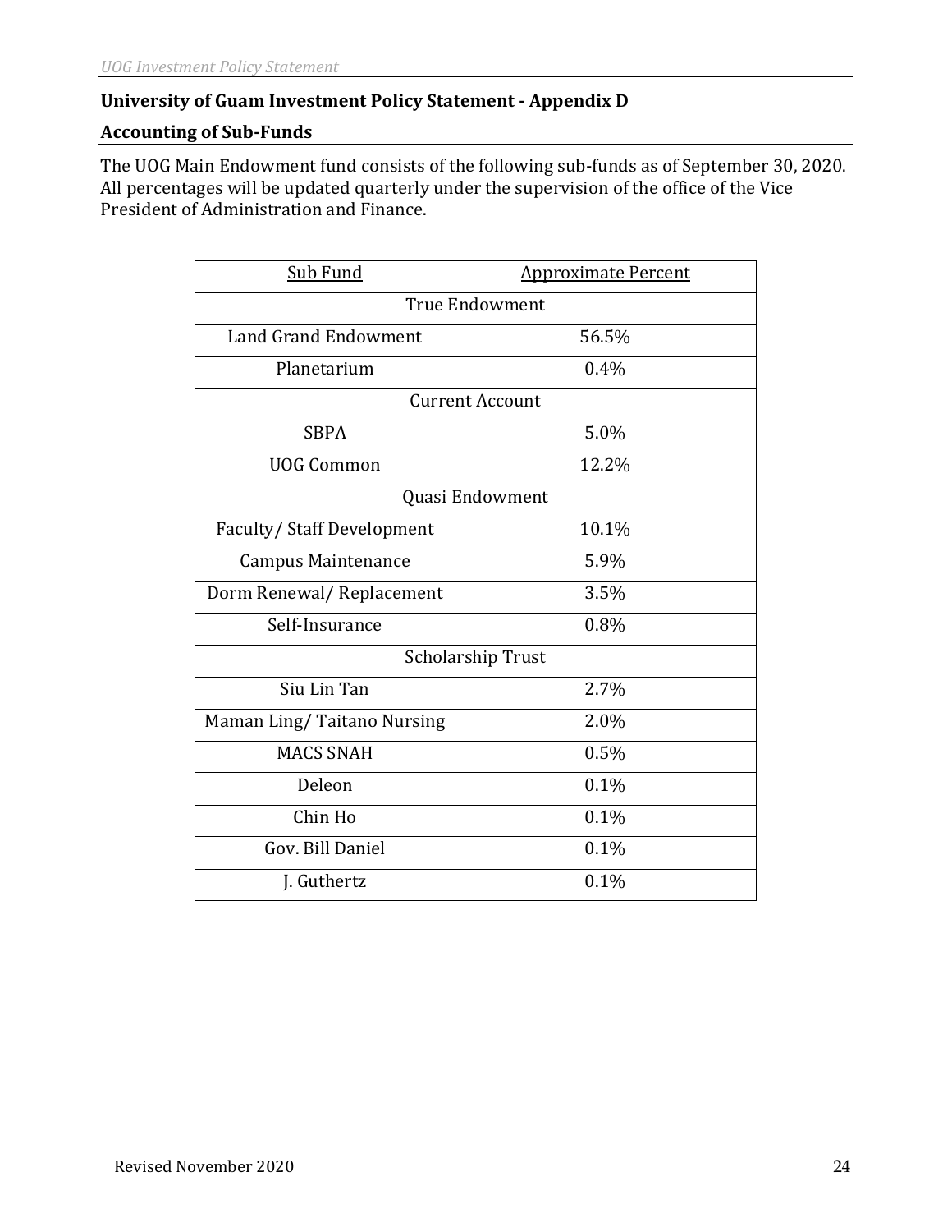## University of Guam Investment Policy Statement - Appendix D

## Accounting of Sub-Funds

The UOG Main Endowment fund consists of the following sub-funds as of September 30, 2020. All percentages will be updated quarterly under the supervision of the office of the Vice President of Administration and Finance.

| Sub Fund | Approximate Percent |
|---|---|
| True Endowment | |
| Land Grand Endowment | 56.5% |
| Planetarium | 0.4% |
| Current Account | |
| SBPA | 5.0% |
| UOG Common | 12.2% |
| Quasi Endowment | |
| Faculty/ Staff Development | 10.1% |
| Campus Maintenance | 5.9% |
| Dorm Renewal/ Replacement | 3.5% |
| Self-Insurance | 0.8% |
| Scholarship Trust | |
| Siu Lin Tan | 2.7% |
| Maman Ling/ Taitano Nursing | 2.0% |
| MACS SNAH | 0.5% |
| Deleon | 0.1% |
| Chin Ho | 0.1% |
| Gov. Bill Daniel | 0.1% |
| J. Guthertz | 0.1% |